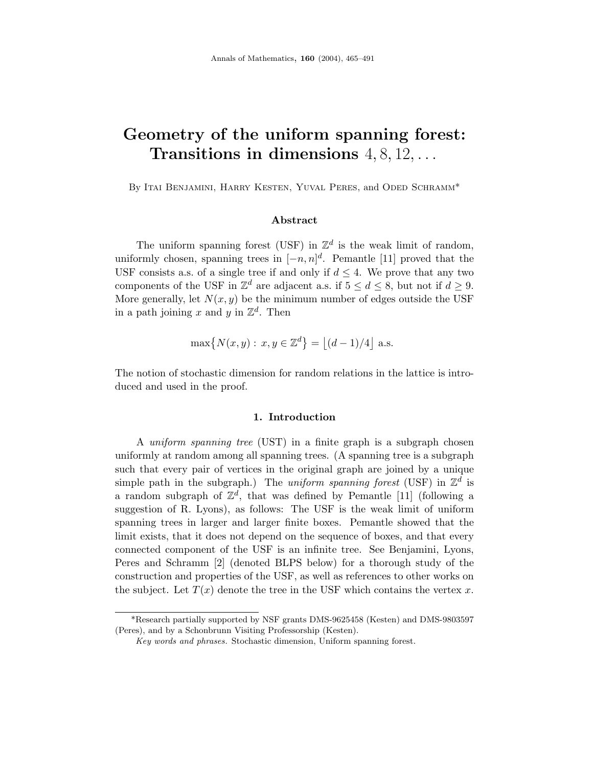# Geometry of the uniform spanning forest: Transitions in dimensions $4, 8, 12, \ldots$

By Itai Benjamini, Harry Kesten, Yuval Peres, and Oded Schramm*

## Abstract

The uniform spanning forest (USF) in $\mathbb{Z}^d$ is the weak limit of random, uniformly chosen, spanning trees in $[-n, n]^d$. Pemantle [11] proved that the USF consists a.s. of a single tree if and only if $d \leq 4$. We prove that any two components of the USF in $\mathbb{Z}^d$ are adjacent a.s. if $5 \leq d \leq 8$, but not if $d \geq 9$. More generally, let $N(x, y)$ be the minimum number of edges outside the USF in a path joining $x$ and $y$ in $\mathbb{Z}^d$. Then

$$\max\{N(x, y) : x, y \in \mathbb{Z}^d\} = \lfloor (d-1)/4 \rfloor \text{ a.s.}$$

The notion of stochastic dimension for random relations in the lattice is introduced and used in the proof.

## 1. Introduction

A *uniform spanning tree* (UST) in a finite graph is a subgraph chosen uniformly at random among all spanning trees. (A spanning tree is a subgraph such that every pair of vertices in the original graph are joined by a unique simple path in the subgraph.) The *uniform spanning forest* (USF) in $\mathbb{Z}^d$ is a random subgraph of $\mathbb{Z}^d$, that was defined by Pemantle [11] (following a suggestion of R. Lyons), as follows: The USF is the weak limit of uniform spanning trees in larger and larger finite boxes. Pemantle showed that the limit exists, that it does not depend on the sequence of boxes, and that every connected component of the USF is an infinite tree. See Benjamini, Lyons, Peres and Schramm [2] (denoted BLPS below) for a thorough study of the construction and properties of the USF, as well as references to other works on the subject. Let $T(x)$ denote the tree in the USF which contains the vertex $x$.

---

*Research partially supported by NSF grants DMS-9625458 (Kesten) and DMS-9803597 (Peres), and by a Schonbrunn Visiting Professorship (Kesten).

*Key words and phrases.* Stochastic dimension, Uniform spanning forest.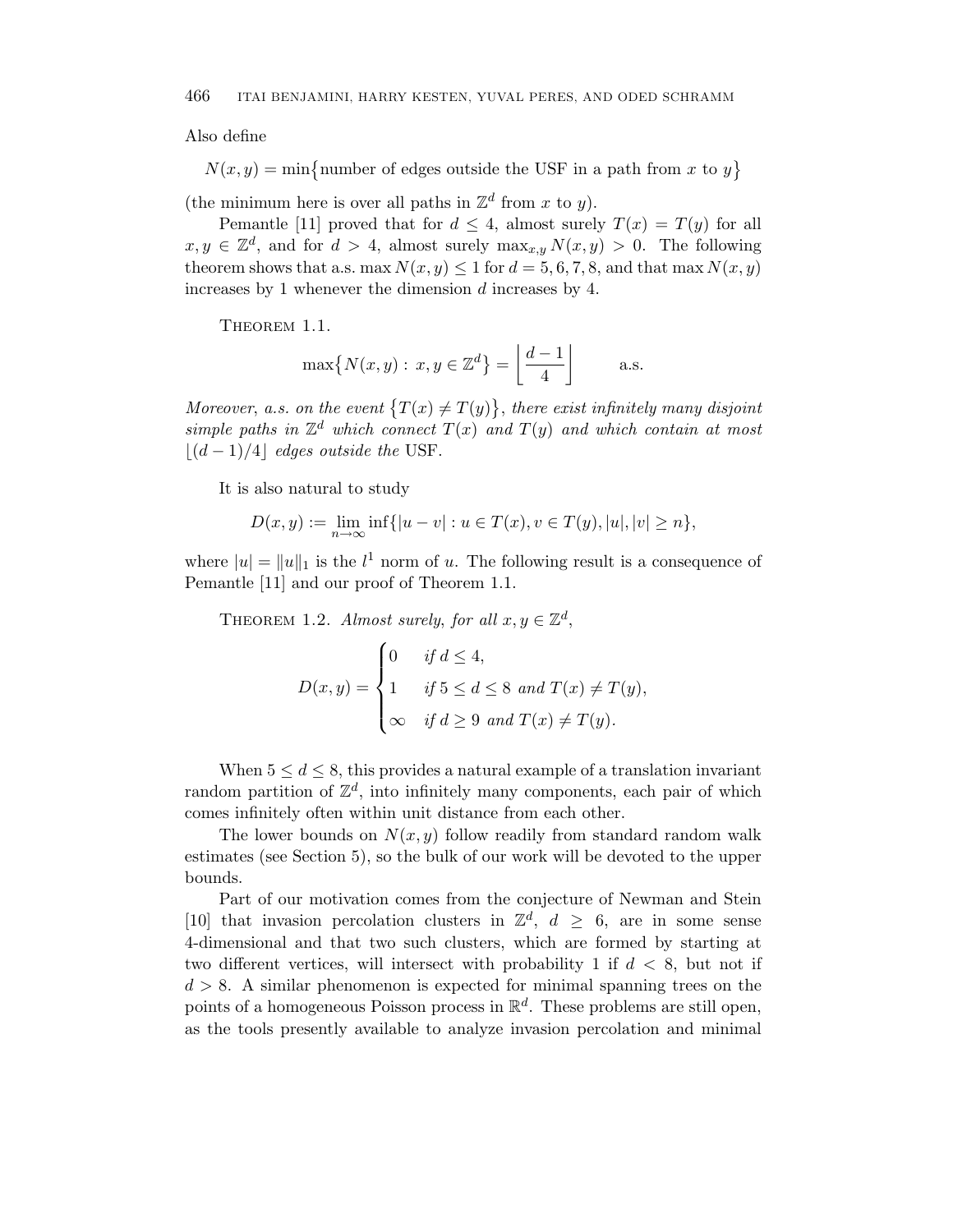Also define

$$N(x,y) = \min\{\text{number of edges outside the USF in a path from } x \text{ to } y\}$$

(the minimum here is over all paths in $\mathbb{Z}^d$ from $x$ to $y$).

Pemantle [11] proved that for $d \leq 4$, almost surely $T(x) = T(y)$ for all $x, y \in \mathbb{Z}^d$, and for $d > 4$, almost surely $\max_{x,y} N(x,y) > 0$. The following theorem shows that a.s. $\max N(x,y) \leq 1$ for $d = 5, 6, 7, 8$, and that $\max N(x,y)$ increases by 1 whenever the dimension $d$ increases by 4.

Theorem 1.1.

$$\max\{N(x,y) : x, y \in \mathbb{Z}^d\} = \left\lfloor \frac{d-1}{4} \right\rfloor \qquad \text{a.s.}$$

*Moreover, a.s. on the event* $\{T(x) \neq T(y)\}$, *there exist infinitely many disjoint simple paths in* $\mathbb{Z}^d$ *which connect* $T(x)$ *and* $T(y)$ *and which contain at most* $\lfloor (d-1)/4 \rfloor$ *edges outside the* USF.

It is also natural to study

$$D(x,y) := \lim_{n\to\infty} \inf\{|u - v| : u \in T(x), v \in T(y), |u|, |v| \geq n\},$$

where $|u| = \|u\|_1$ is the $l^1$ norm of $u$. The following result is a consequence of Pemantle [11] and our proof of Theorem 1.1.

Theorem 1.2. *Almost surely, for all* $x, y \in \mathbb{Z}^d$,

$$D(x,y) = \begin{cases} 0 & \text{if } d \leq 4, \\ 1 & \text{if } 5 \leq d \leq 8 \text{ and } T(x) \neq T(y), \\ \infty & \text{if } d \geq 9 \text{ and } T(x) \neq T(y). \end{cases}$$

When $5 \leq d \leq 8$, this provides a natural example of a translation invariant random partition of $\mathbb{Z}^d$, into infinitely many components, each pair of which comes infinitely often within unit distance from each other.

The lower bounds on $N(x,y)$ follow readily from standard random walk estimates (see Section 5), so the bulk of our work will be devoted to the upper bounds.

Part of our motivation comes from the conjecture of Newman and Stein [10] that invasion percolation clusters in $\mathbb{Z}^d$, $d \geq 6$, are in some sense 4-dimensional and that two such clusters, which are formed by starting at two different vertices, will intersect with probability 1 if $d < 8$, but not if $d > 8$. A similar phenomenon is expected for minimal spanning trees on the points of a homogeneous Poisson process in $\mathbb{R}^d$. These problems are still open, as the tools presently available to analyze invasion percolation and minimal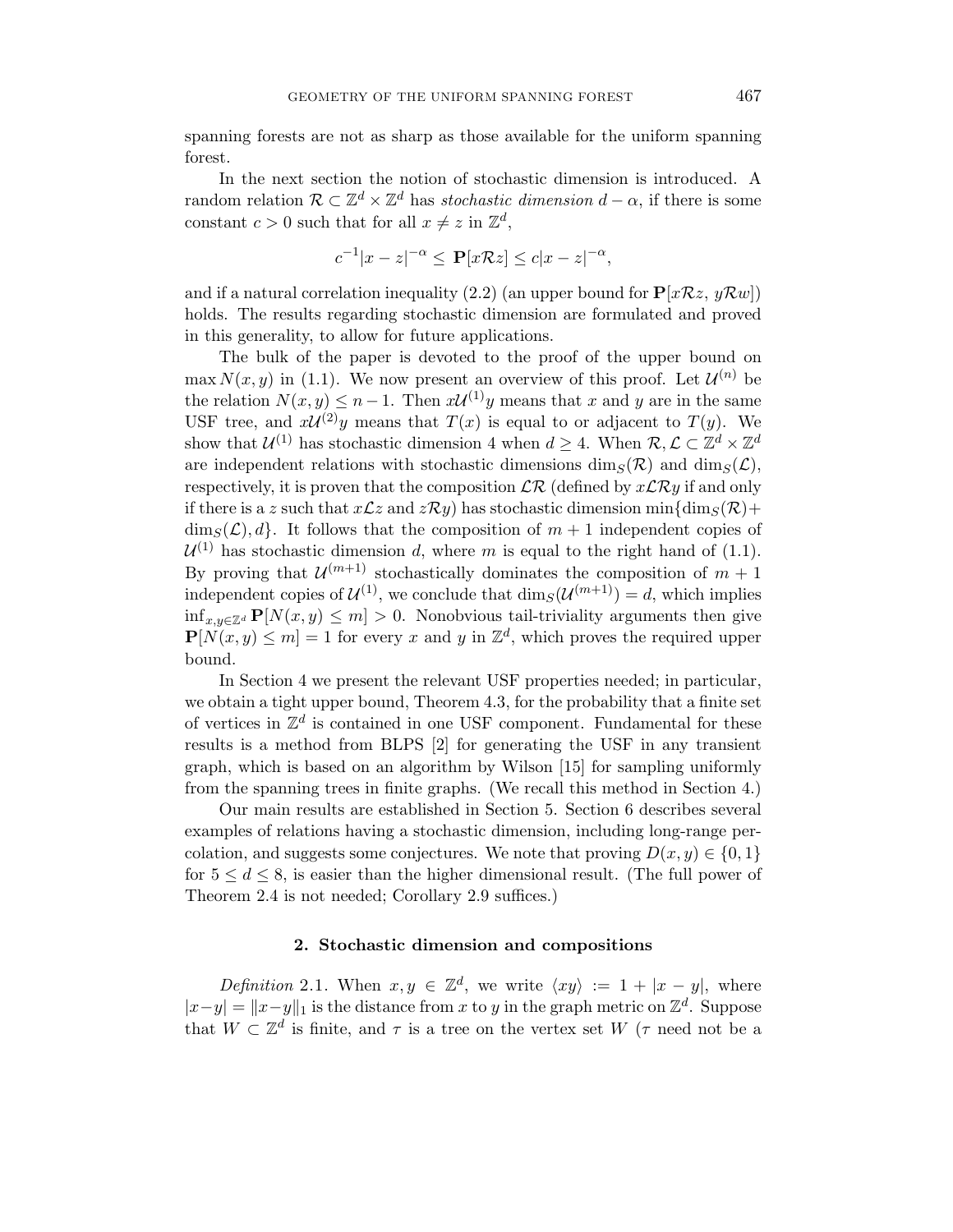spanning forests are not as sharp as those available for the uniform spanning forest.

In the next section the notion of stochastic dimension is introduced. A random relation $\mathcal{R} \subset \mathbb{Z}^d \times \mathbb{Z}^d$ has *stochastic dimension* $d - \alpha$, if there is some constant $c > 0$ such that for all $x \neq z$ in $\mathbb{Z}^d$,

$$c^{-1}|x-z|^{-\alpha} \leq \mathbf{P}[x\mathcal{R}z] \leq c|x-z|^{-\alpha},$$

and if a natural correlation inequality (2.2) (an upper bound for $\mathbf{P}[x\mathcal{R}z,\, y\mathcal{R}w]$) holds. The results regarding stochastic dimension are formulated and proved in this generality, to allow for future applications.

The bulk of the paper is devoted to the proof of the upper bound on $\max N(x,y)$ in (1.1). We now present an overview of this proof. Let $\mathcal{U}^{(n)}$ be the relation $N(x,y) \leq n-1$. Then $x\mathcal{U}^{(1)}y$ means that $x$ and $y$ are in the same USF tree, and $x\mathcal{U}^{(2)}y$ means that $T(x)$ is equal to or adjacent to $T(y)$. We show that $\mathcal{U}^{(1)}$ has stochastic dimension 4 when $d \geq 4$. When $\mathcal{R}, \mathcal{L} \subset \mathbb{Z}^d \times \mathbb{Z}^d$ are independent relations with stochastic dimensions $\dim_S(\mathcal{R})$ and $\dim_S(\mathcal{L})$, respectively, it is proven that the composition $\mathcal{LR}$ (defined by $x\mathcal{LR}y$ if and only if there is a $z$ such that $x\mathcal{L}z$ and $z\mathcal{R}y$) has stochastic dimension $\min\{\dim_S(\mathcal{R}) + \dim_S(\mathcal{L}), d\}$. It follows that the composition of $m+1$ independent copies of $\mathcal{U}^{(1)}$ has stochastic dimension $d$, where $m$ is equal to the right hand of (1.1). By proving that $\mathcal{U}^{(m+1)}$ stochastically dominates the composition of $m+1$ independent copies of $\mathcal{U}^{(1)}$, we conclude that $\dim_S(\mathcal{U}^{(m+1)}) = d$, which implies $\inf_{x,y \in \mathbb{Z}^d} \mathbf{P}[N(x,y) \leq m] > 0$. Nonobvious tail-triviality arguments then give $\mathbf{P}[N(x,y) \leq m] = 1$ for every $x$ and $y$ in $\mathbb{Z}^d$, which proves the required upper bound.

In Section 4 we present the relevant USF properties needed; in particular, we obtain a tight upper bound, Theorem 4.3, for the probability that a finite set of vertices in $\mathbb{Z}^d$ is contained in one USF component. Fundamental for these results is a method from BLPS [2] for generating the USF in any transient graph, which is based on an algorithm by Wilson [15] for sampling uniformly from the spanning trees in finite graphs. (We recall this method in Section 4.)

Our main results are established in Section 5. Section 6 describes several examples of relations having a stochastic dimension, including long-range percolation, and suggests some conjectures. We note that proving $D(x,y) \in \{0,1\}$ for $5 \leq d \leq 8$, is easier than the higher dimensional result. (The full power of Theorem 2.4 is not needed; Corollary 2.9 suffices.)

## 2. Stochastic dimension and compositions

*Definition* 2.1. When $x, y \in \mathbb{Z}^d$, we write $\langle xy \rangle := 1 + |x-y|$, where $|x-y| = \|x-y\|_1$ is the distance from $x$ to $y$ in the graph metric on $\mathbb{Z}^d$. Suppose that $W \subset \mathbb{Z}^d$ is finite, and $\tau$ is a tree on the vertex set $W$ ($\tau$ need not be a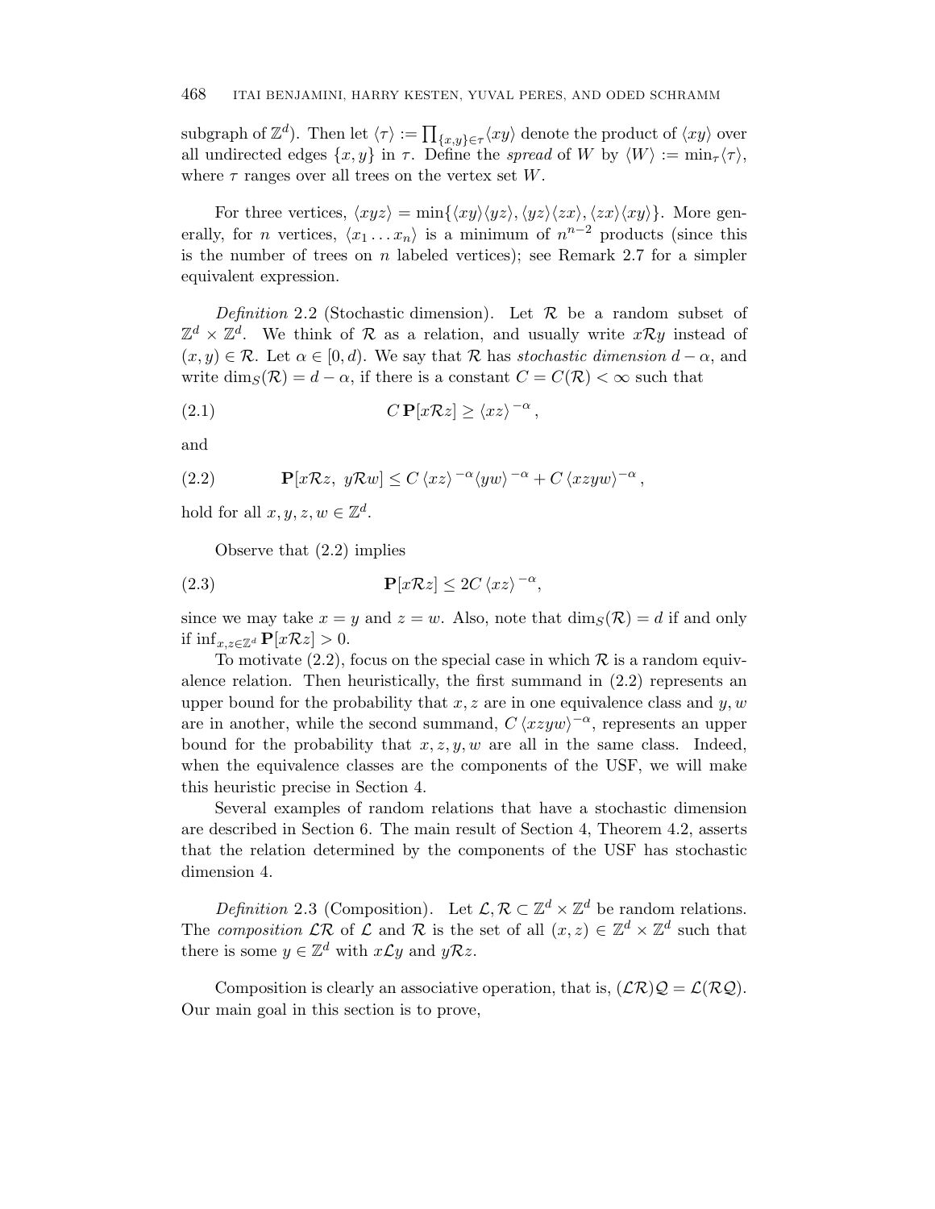subgraph of $\mathbb{Z}^d$). Then let $\langle \tau \rangle := \prod_{\{x,y\} \in \tau} \langle xy \rangle$ denote the product of $\langle xy \rangle$ over all undirected edges $\{x, y\}$ in $\tau$. Define the *spread* of $W$ by $\langle W \rangle := \min_\tau \langle \tau \rangle$, where $\tau$ ranges over all trees on the vertex set $W$.

For three vertices, $\langle xyz \rangle = \min\{\langle xy \rangle \langle yz \rangle, \langle yz \rangle \langle zx \rangle, \langle zx \rangle \langle xy \rangle\}$. More generally, for $n$ vertices, $\langle x_1 \dots x_n \rangle$ is a minimum of $n^{n-2}$ products (since this is the number of trees on $n$ labeled vertices); see Remark 2.7 for a simpler equivalent expression.

*Definition* 2.2 (Stochastic dimension). Let $\mathcal{R}$ be a random subset of $\mathbb{Z}^d \times \mathbb{Z}^d$. We think of $\mathcal{R}$ as a relation, and usually write $x\mathcal{R}y$ instead of $(x, y) \in \mathcal{R}$. Let $\alpha \in [0, d)$. We say that $\mathcal{R}$ has *stochastic dimension* $d - \alpha$, and write $\dim_S(\mathcal{R}) = d - \alpha$, if there is a constant $C = C(\mathcal{R}) < \infty$ such that

$$C\,\mathbf{P}[x\mathcal{R}z] \geq \langle xz \rangle^{-\alpha}, \tag{2.1}$$

and

$$\mathbf{P}[x\mathcal{R}z,\ y\mathcal{R}w] \leq C\,\langle xz \rangle^{-\alpha} \langle yw \rangle^{-\alpha} + C\,\langle xzyw \rangle^{-\alpha}, \tag{2.2}$$

hold for all $x, y, z, w \in \mathbb{Z}^d$.

Observe that (2.2) implies

$$\mathbf{P}[x\mathcal{R}z] \leq 2C\,\langle xz \rangle^{-\alpha}, \tag{2.3}$$

since we may take $x = y$ and $z = w$. Also, note that $\dim_S(\mathcal{R}) = d$ if and only if $\inf_{x,z \in \mathbb{Z}^d} \mathbf{P}[x\mathcal{R}z] > 0$.

To motivate (2.2), focus on the special case in which $\mathcal{R}$ is a random equivalence relation. Then heuristically, the first summand in (2.2) represents an upper bound for the probability that $x, z$ are in one equivalence class and $y, w$ are in another, while the second summand, $C\,\langle xzyw \rangle^{-\alpha}$, represents an upper bound for the probability that $x, z, y, w$ are all in the same class. Indeed, when the equivalence classes are the components of the USF, we will make this heuristic precise in Section 4.

Several examples of random relations that have a stochastic dimension are described in Section 6. The main result of Section 4, Theorem 4.2, asserts that the relation determined by the components of the USF has stochastic dimension 4.

*Definition* 2.3 (Composition). Let $\mathcal{L}, \mathcal{R} \subset \mathbb{Z}^d \times \mathbb{Z}^d$ be random relations. The *composition* $\mathcal{L}\mathcal{R}$ of $\mathcal{L}$ and $\mathcal{R}$ is the set of all $(x, z) \in \mathbb{Z}^d \times \mathbb{Z}^d$ such that there is some $y \in \mathbb{Z}^d$ with $x\mathcal{L}y$ and $y\mathcal{R}z$.

Composition is clearly an associative operation, that is, $(\mathcal{L}\mathcal{R})\mathcal{Q} = \mathcal{L}(\mathcal{R}\mathcal{Q})$. Our main goal in this section is to prove,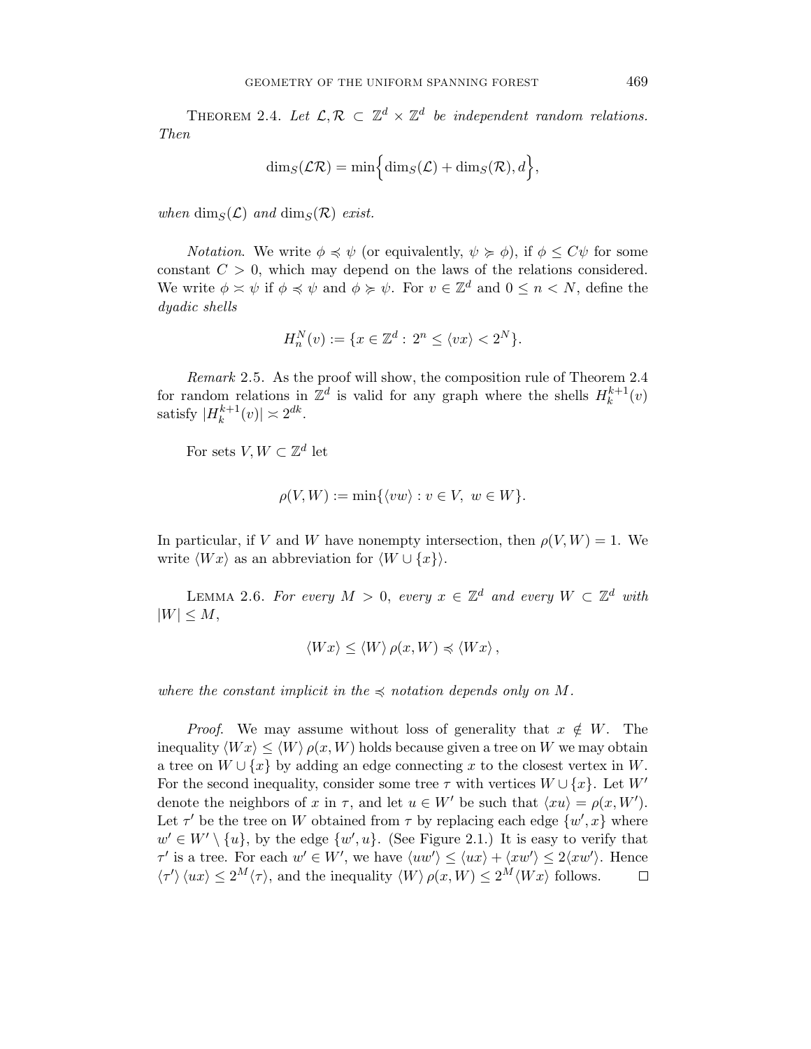Theorem 2.4. *Let $\mathcal{L}, \mathcal{R} \subset \mathbb{Z}^d \times \mathbb{Z}^d$ be independent random relations. Then*

$$\dim_S(\mathcal{L}\mathcal{R}) = \min\Big\{\dim_S(\mathcal{L}) + \dim_S(\mathcal{R}), d\Big\},$$

*when $\dim_S(\mathcal{L})$ and $\dim_S(\mathcal{R})$ exist.*

*Notation*. We write $\phi \preccurlyeq \psi$ (or equivalently, $\psi \succcurlyeq \phi$), if $\phi \leq C\psi$ for some constant $C > 0$, which may depend on the laws of the relations considered. We write $\phi \asymp \psi$ if $\phi \preccurlyeq \psi$ and $\phi \succcurlyeq \psi$. For $v \in \mathbb{Z}^d$ and $0 \leq n < N$, define the *dyadic shells*

$$H_n^N(v) := \{x \in \mathbb{Z}^d : 2^n \leq \langle vx \rangle < 2^N\}.$$

*Remark* 2.5. As the proof will show, the composition rule of Theorem 2.4 for random relations in $\mathbb{Z}^d$ is valid for any graph where the shells $H_k^{k+1}(v)$ satisfy $|H_k^{k+1}(v)| \asymp 2^{dk}$.

For sets $V, W \subset \mathbb{Z}^d$ let

$$\rho(V, W) := \min\{\langle vw \rangle : v \in V, \ w \in W\}.$$

In particular, if $V$ and $W$ have nonempty intersection, then $\rho(V, W) = 1$. We write $\langle Wx \rangle$ as an abbreviation for $\langle W \cup \{x\} \rangle$.

Lemma 2.6. *For every $M > 0$, every $x \in \mathbb{Z}^d$ and every $W \subset \mathbb{Z}^d$ with $|W| \leq M$,*

$$\langle Wx \rangle \leq \langle W \rangle \, \rho(x, W) \preccurlyeq \langle Wx \rangle \, ,$$

*where the constant implicit in the $\preccurlyeq$ notation depends only on $M$.*

*Proof*. We may assume without loss of generality that $x \notin W$. The inequality $\langle Wx \rangle \leq \langle W \rangle \, \rho(x, W)$ holds because given a tree on $W$ we may obtain a tree on $W \cup \{x\}$ by adding an edge connecting $x$ to the closest vertex in $W$. For the second inequality, consider some tree $\tau$ with vertices $W \cup \{x\}$. Let $W'$ denote the neighbors of $x$ in $\tau$, and let $u \in W'$ be such that $\langle xu \rangle = \rho(x, W')$. Let $\tau'$ be the tree on $W$ obtained from $\tau$ by replacing each edge $\{w', x\}$ where $w' \in W' \setminus \{u\}$, by the edge $\{w', u\}$. (See Figure 2.1.) It is easy to verify that $\tau'$ is a tree. For each $w' \in W'$, we have $\langle uw' \rangle \leq \langle ux \rangle + \langle xw' \rangle \leq 2\langle xw' \rangle$. Hence $\langle \tau' \rangle \, \langle ux \rangle \leq 2^M \langle \tau \rangle$, and the inequality $\langle W \rangle \, \rho(x, W) \leq 2^M \langle Wx \rangle$ follows. $\square$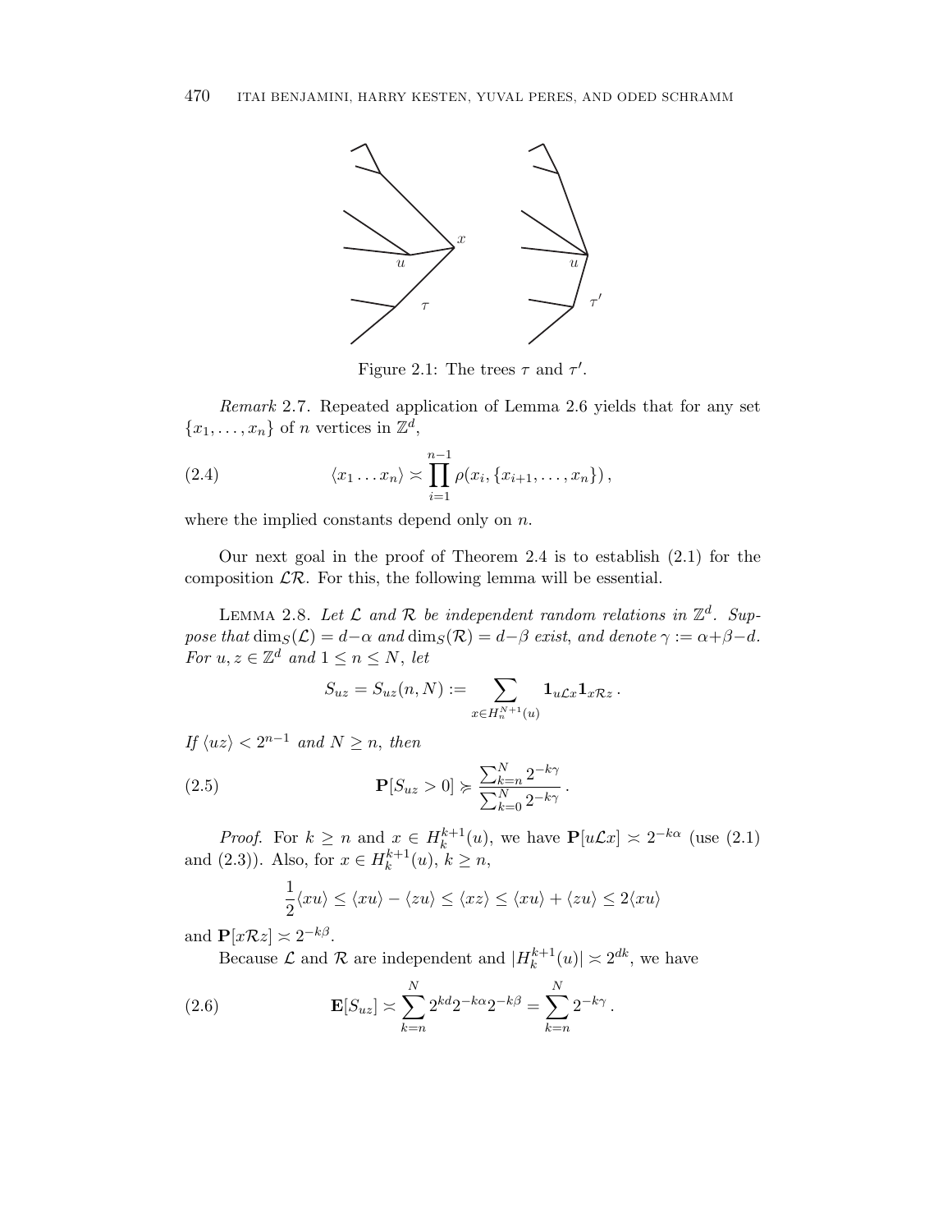Figure 2.1: The trees $\tau$ and $\tau'$.

*Remark* 2.7. Repeated application of Lemma 2.6 yields that for any set $\{x_1, \ldots, x_n\}$ of $n$ vertices in $\mathbb{Z}^d$,

$$\langle x_1 \ldots x_n \rangle \asymp \prod_{i=1}^{n-1} \rho(x_i, \{x_{i+1}, \ldots, x_n\}) \,, \tag{2.4}$$

where the implied constants depend only on $n$.

Our next goal in the proof of Theorem 2.4 is to establish (2.1) for the composition $\mathcal{L}\mathcal{R}$. For this, the following lemma will be essential.

Lemma 2.8. *Let $\mathcal{L}$ and $\mathcal{R}$ be independent random relations in $\mathbb{Z}^d$. Suppose that $\dim_S(\mathcal{L}) = d-\alpha$ and $\dim_S(\mathcal{R}) = d-\beta$ exist, and denote $\gamma := \alpha+\beta-d$. For $u, z \in \mathbb{Z}^d$ and $1 \le n \le N$, let*

$$S_{uz} = S_{uz}(n, N) := \sum_{x \in H_n^{N+1}(u)} \mathbf{1}_{u\mathcal{L}x} \mathbf{1}_{x\mathcal{R}z} \,.$$

*If $\langle uz \rangle < 2^{n-1}$ and $N \ge n$, then*

$$\mathbf{P}[S_{uz} > 0] \succcurlyeq \frac{\sum_{k=n}^{N} 2^{-k\gamma}}{\sum_{k=0}^{N} 2^{-k\gamma}} \,. \tag{2.5}$$

*Proof.* For $k \ge n$ and $x \in H_k^{k+1}(u)$, we have $\mathbf{P}[u\mathcal{L}x] \asymp 2^{-k\alpha}$ (use (2.1) and (2.3)). Also, for $x \in H_k^{k+1}(u)$, $k \ge n$,

$$\frac{1}{2}\langle xu \rangle \le \langle xu \rangle - \langle zu \rangle \le \langle xz \rangle \le \langle xu \rangle + \langle zu \rangle \le 2\langle xu \rangle$$

and $\mathbf{P}[x\mathcal{R}z] \asymp 2^{-k\beta}$.

Because $\mathcal{L}$ and $\mathcal{R}$ are independent and $|H_k^{k+1}(u)| \asymp 2^{dk}$, we have

$$\mathbf{E}[S_{uz}] \asymp \sum_{k=n}^{N} 2^{kd} 2^{-k\alpha} 2^{-k\beta} = \sum_{k=n}^{N} 2^{-k\gamma} \,. \tag{2.6}$$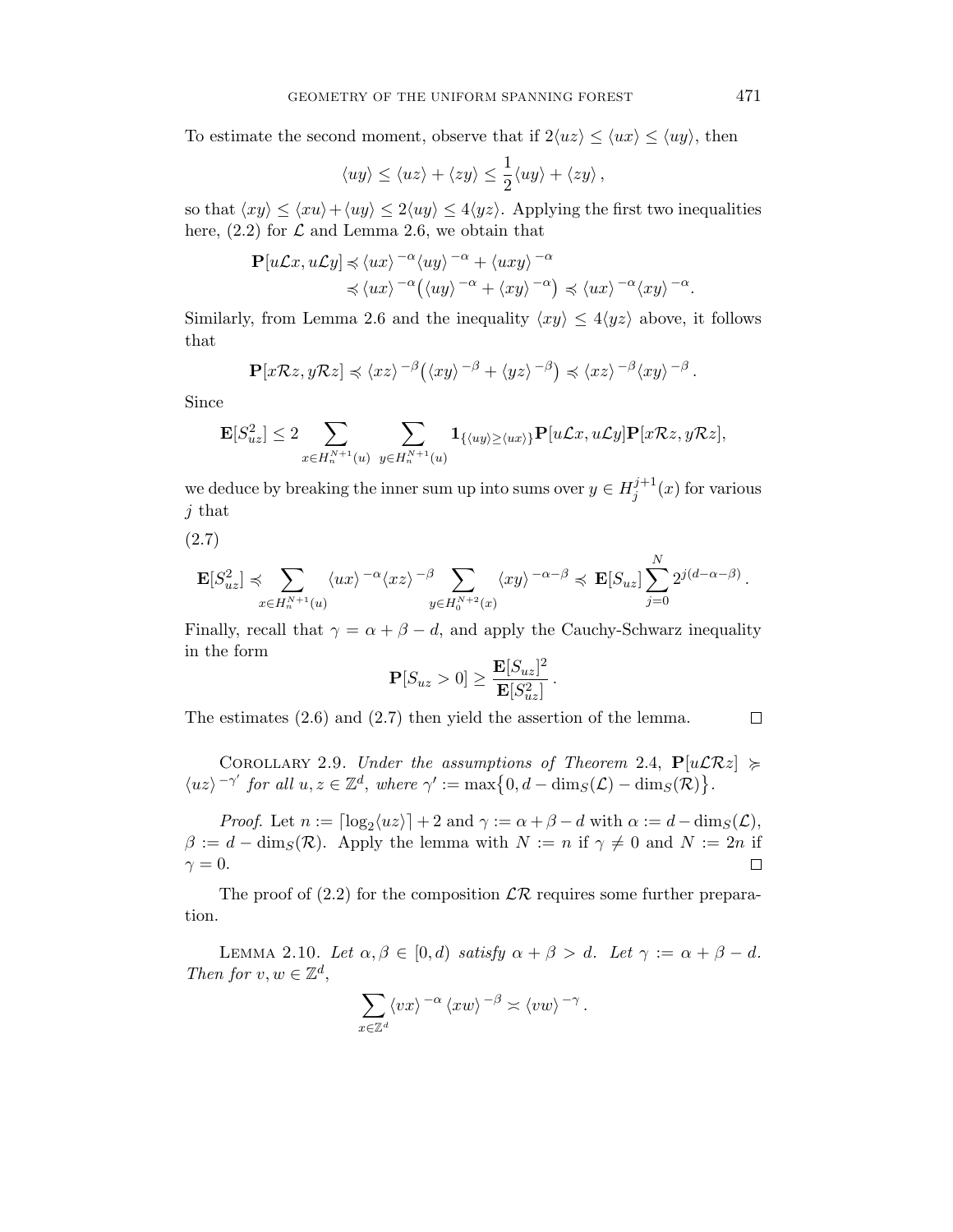To estimate the second moment, observe that if $2\langle uz\rangle \le \langle ux\rangle \le \langle uy\rangle$, then

$$\langle uy\rangle \le \langle uz\rangle + \langle zy\rangle \le \frac{1}{2}\langle uy\rangle + \langle zy\rangle\,,$$

so that $\langle xy\rangle \le \langle xu\rangle + \langle uy\rangle \le 2\langle uy\rangle \le 4\langle yz\rangle$. Applying the first two inequalities here, (2.2) for $\mathcal{L}$ and Lemma 2.6, we obtain that

$$\begin{aligned}\mathbf{P}[u\mathcal{L}x, u\mathcal{L}y] &\preccurlyeq \langle ux\rangle^{-\alpha}\langle uy\rangle^{-\alpha} + \langle uxy\rangle^{-\alpha}\\ &\preccurlyeq \langle ux\rangle^{-\alpha}\big(\langle uy\rangle^{-\alpha} + \langle xy\rangle^{-\alpha}\big) \preccurlyeq \langle ux\rangle^{-\alpha}\langle xy\rangle^{-\alpha}.\end{aligned}$$

Similarly, from Lemma 2.6 and the inequality $\langle xy\rangle \le 4\langle yz\rangle$ above, it follows that

$$\mathbf{P}[x\mathcal{R}z, y\mathcal{R}z] \preccurlyeq \langle xz\rangle^{-\beta}\big(\langle xy\rangle^{-\beta} + \langle yz\rangle^{-\beta}\big) \preccurlyeq \langle xz\rangle^{-\beta}\langle xy\rangle^{-\beta}\,.$$

Since

$$\mathbf{E}[S_{uz}^2] \le 2\sum_{x\in H_n^{N+1}(u)}\ \sum_{y\in H_n^{N+1}(u)} \mathbf{1}_{\{\langle uy\rangle \ge \langle ux\rangle\}}\mathbf{P}[u\mathcal{L}x, u\mathcal{L}y]\mathbf{P}[x\mathcal{R}z, y\mathcal{R}z],$$

we deduce by breaking the inner sum up into sums over $y \in H_j^{j+1}(x)$ for various $j$ that

(2.7)

$$\mathbf{E}[S_{uz}^2] \preccurlyeq \sum_{x\in H_n^{N+1}(u)} \langle ux\rangle^{-\alpha}\langle xz\rangle^{-\beta} \sum_{y\in H_0^{N+2}(x)} \langle xy\rangle^{-\alpha-\beta} \preccurlyeq \mathbf{E}[S_{uz}]\sum_{j=0}^{N} 2^{j(d-\alpha-\beta)}\,.$$

Finally, recall that $\gamma = \alpha+\beta-d$, and apply the Cauchy-Schwarz inequality in the form

$$\mathbf{P}[S_{uz} > 0] \ge \frac{\mathbf{E}[S_{uz}]^2}{\mathbf{E}[S_{uz}^2]}\,.$$

The estimates (2.6) and (2.7) then yield the assertion of the lemma. $\square$

Corollary 2.9. *Under the assumptions of Theorem* 2.4, $\mathbf{P}[u\mathcal{L}\mathcal{R}z] \succcurlyeq \langle uz\rangle^{-\gamma'}$ *for all* $u, z\in\mathbb{Z}^d$, *where* $\gamma' := \max\{0, d - \dim_S(\mathcal{L}) - \dim_S(\mathcal{R})\}$.

*Proof.* Let $n := \lceil \log_2\langle uz\rangle\rceil + 2$ and $\gamma := \alpha+\beta-d$ with $\alpha := d-\dim_S(\mathcal{L})$, $\beta := d - \dim_S(\mathcal{R})$. Apply the lemma with $N := n$ if $\gamma \ne 0$ and $N := 2n$ if $\gamma = 0$. $\square$

The proof of (2.2) for the composition $\mathcal{L}\mathcal{R}$ requires some further preparation.

Lemma 2.10. *Let* $\alpha, \beta \in [0,d)$ *satisfy* $\alpha+\beta > d$. *Let* $\gamma := \alpha+\beta-d$. *Then for* $v, w\in\mathbb{Z}^d$,

$$\sum_{x\in\mathbb{Z}^d} \langle vx\rangle^{-\alpha}\langle xw\rangle^{-\beta} \asymp \langle vw\rangle^{-\gamma}\,.$$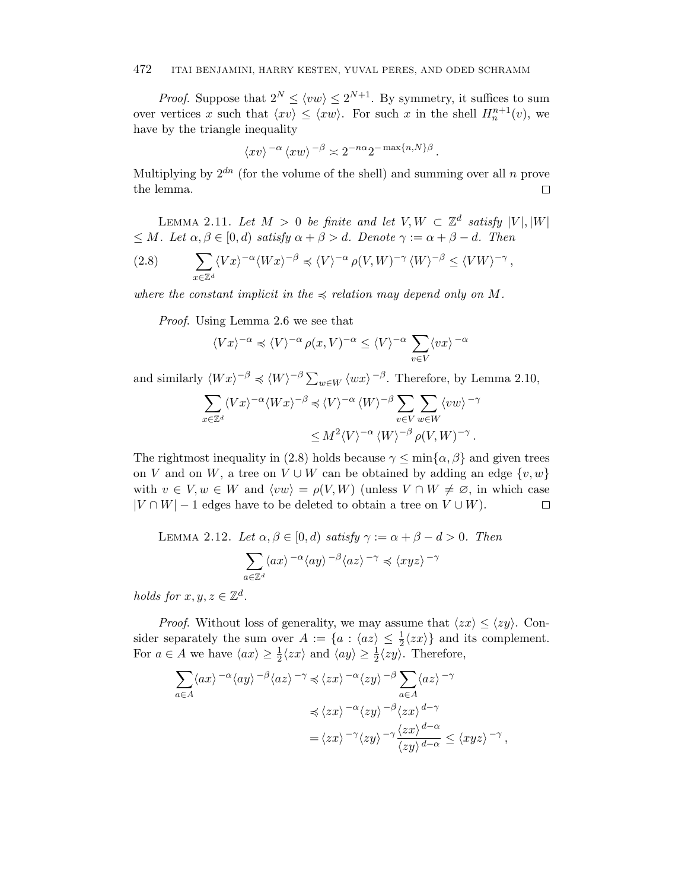*Proof.* Suppose that $2^N \le \langle vw \rangle \le 2^{N+1}$. By symmetry, it suffices to sum over vertices $x$ such that $\langle xv \rangle \le \langle xw \rangle$. For such $x$ in the shell $H_n^{n+1}(v)$, we have by the triangle inequality

$$\langle xv \rangle^{-\alpha} \langle xw \rangle^{-\beta} \asymp 2^{-n\alpha} 2^{-\max\{n,N\}\beta}.$$

Multiplying by $2^{dn}$ (for the volume of the shell) and summing over all $n$ prove the lemma. $\square$

LEMMA 2.11. *Let $M > 0$ be finite and let $V, W \subset \mathbb{Z}^d$ satisfy $|V|, |W| \le M$. Let $\alpha, \beta \in [0, d)$ satisfy $\alpha + \beta > d$. Denote $\gamma := \alpha + \beta - d$. Then*

$$\sum_{x \in \mathbb{Z}^d} \langle Vx \rangle^{-\alpha} \langle Wx \rangle^{-\beta} \preccurlyeq \langle V \rangle^{-\alpha} \rho(V, W)^{-\gamma} \langle W \rangle^{-\beta} \le \langle VW \rangle^{-\gamma}, \tag{2.8}$$

*where the constant implicit in the $\preccurlyeq$ relation may depend only on $M$.*

*Proof.* Using Lemma 2.6 we see that

$$\langle Vx \rangle^{-\alpha} \preccurlyeq \langle V \rangle^{-\alpha} \rho(x, V)^{-\alpha} \le \langle V \rangle^{-\alpha} \sum_{v \in V} \langle vx \rangle^{-\alpha}$$

and similarly $\langle Wx \rangle^{-\beta} \preccurlyeq \langle W \rangle^{-\beta} \sum_{w \in W} \langle wx \rangle^{-\beta}$. Therefore, by Lemma 2.10,

$$\begin{aligned}
\sum_{x \in \mathbb{Z}^d} \langle Vx \rangle^{-\alpha} \langle Wx \rangle^{-\beta} &\preccurlyeq \langle V \rangle^{-\alpha} \langle W \rangle^{-\beta} \sum_{v \in V} \sum_{w \in W} \langle vw \rangle^{-\gamma} \\
&\le M^2 \langle V \rangle^{-\alpha} \langle W \rangle^{-\beta} \rho(V, W)^{-\gamma}.
\end{aligned}$$

The rightmost inequality in (2.8) holds because $\gamma \le \min\{\alpha, \beta\}$ and given trees on $V$ and on $W$, a tree on $V \cup W$ can be obtained by adding an edge $\{v, w\}$ with $v \in V, w \in W$ and $\langle vw \rangle = \rho(V, W)$ (unless $V \cap W \ne \varnothing$, in which case $|V \cap W| - 1$ edges have to be deleted to obtain a tree on $V \cup W$). $\square$

LEMMA 2.12. *Let $\alpha, \beta \in [0, d)$ satisfy $\gamma := \alpha + \beta - d > 0$. Then*

$$\sum_{a \in \mathbb{Z}^d} \langle ax \rangle^{-\alpha} \langle ay \rangle^{-\beta} \langle az \rangle^{-\gamma} \preccurlyeq \langle xyz \rangle^{-\gamma}$$

*holds for $x, y, z \in \mathbb{Z}^d$.*

*Proof.* Without loss of generality, we may assume that $\langle zx \rangle \le \langle zy \rangle$. Consider separately the sum over $A := \{a : \langle az \rangle \le \frac{1}{2} \langle zx \rangle\}$ and its complement. For $a \in A$ we have $\langle ax \rangle \ge \frac{1}{2} \langle zx \rangle$ and $\langle ay \rangle \ge \frac{1}{2} \langle zy \rangle$. Therefore,

$$\begin{aligned}
\sum_{a \in A} \langle ax \rangle^{-\alpha} \langle ay \rangle^{-\beta} \langle az \rangle^{-\gamma} &\preccurlyeq \langle zx \rangle^{-\alpha} \langle zy \rangle^{-\beta} \sum_{a \in A} \langle az \rangle^{-\gamma} \\
&\preccurlyeq \langle zx \rangle^{-\alpha} \langle zy \rangle^{-\beta} \langle zx \rangle^{d-\gamma} \\
&= \langle zx \rangle^{-\gamma} \langle zy \rangle^{-\gamma} \frac{\langle zx \rangle^{d-\alpha}}{\langle zy \rangle^{d-\alpha}} \le \langle xyz \rangle^{-\gamma},
\end{aligned}$$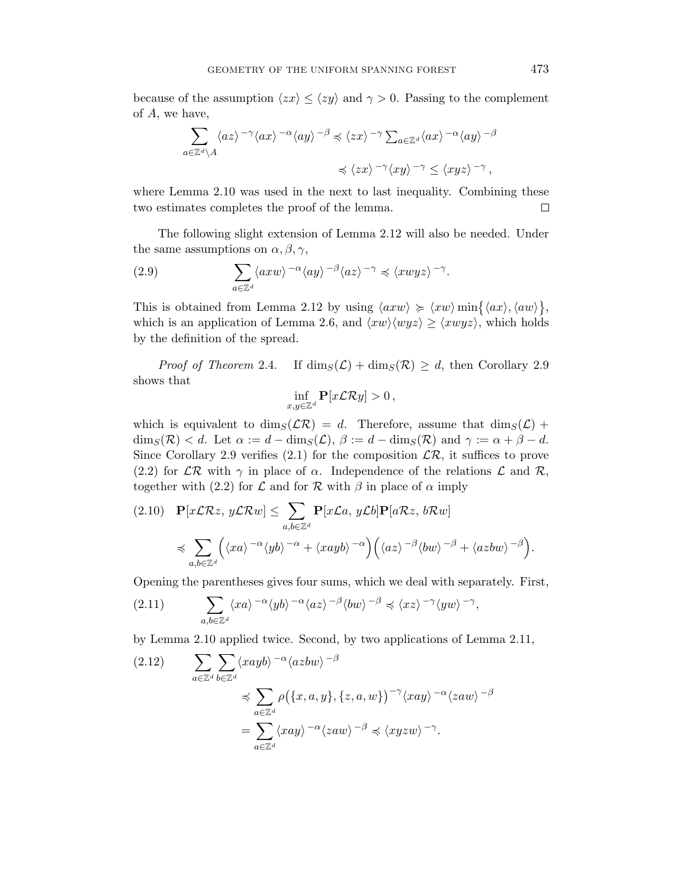because of the assumption $\langle zx\rangle \le \langle zy\rangle$ and $\gamma > 0$. Passing to the complement of $A$, we have,

$$\sum_{a\in\mathbb{Z}^d\setminus A} \langle az\rangle^{-\gamma}\langle ax\rangle^{-\alpha}\langle ay\rangle^{-\beta} \preccurlyeq \langle zx\rangle^{-\gamma}\sum_{a\in\mathbb{Z}^d}\langle ax\rangle^{-\alpha}\langle ay\rangle^{-\beta}$$

$$\preccurlyeq \langle zx\rangle^{-\gamma}\langle xy\rangle^{-\gamma} \le \langle xyz\rangle^{-\gamma},$$

where Lemma 2.10 was used in the next to last inequality. Combining these two estimates completes the proof of the lemma. $\square$

The following slight extension of Lemma 2.12 will also be needed. Under the same assumptions on $\alpha, \beta, \gamma$,

$$\sum_{a\in\mathbb{Z}^d} \langle axw\rangle^{-\alpha}\langle ay\rangle^{-\beta}\langle az\rangle^{-\gamma} \preccurlyeq \langle xwyz\rangle^{-\gamma}. \tag{2.9}$$

This is obtained from Lemma 2.12 by using $\langle axw\rangle \succcurlyeq \langle xw\rangle \min\{\langle ax\rangle, \langle aw\rangle\}$, which is an application of Lemma 2.6, and $\langle xw\rangle\langle wyz\rangle \ge \langle xwyz\rangle$, which holds by the definition of the spread.

*Proof of Theorem* 2.4. If $\dim_S(\mathcal{L}) + \dim_S(\mathcal{R}) \ge d$, then Corollary 2.9 shows that

$$\inf_{x,y\in\mathbb{Z}^d} \mathbf{P}[x\mathcal{L}\mathcal{R}y] > 0\,,$$

which is equivalent to $\dim_S(\mathcal{L}\mathcal{R}) = d$. Therefore, assume that $\dim_S(\mathcal{L}) + \dim_S(\mathcal{R}) < d$. Let $\alpha := d - \dim_S(\mathcal{L})$, $\beta := d - \dim_S(\mathcal{R})$ and $\gamma := \alpha + \beta - d$. Since Corollary 2.9 verifies (2.1) for the composition $\mathcal{L}\mathcal{R}$, it suffices to prove (2.2) for $\mathcal{L}\mathcal{R}$ with $\gamma$ in place of $\alpha$. Independence of the relations $\mathcal{L}$ and $\mathcal{R}$, together with (2.2) for $\mathcal{L}$ and for $\mathcal{R}$ with $\beta$ in place of $\alpha$ imply

$$\mathbf{P}[x\mathcal{L}\mathcal{R}z,\ y\mathcal{L}\mathcal{R}w] \le \sum_{a,b\in\mathbb{Z}^d} \mathbf{P}[x\mathcal{L}a,\ y\mathcal{L}b]\mathbf{P}[a\mathcal{R}z,\ b\mathcal{R}w] \tag{2.10}$$

$$\preccurlyeq \sum_{a,b\in\mathbb{Z}^d}\Big(\langle xa\rangle^{-\alpha}\langle yb\rangle^{-\alpha} + \langle xayb\rangle^{-\alpha}\Big)\Big(\langle az\rangle^{-\beta}\langle bw\rangle^{-\beta} + \langle azbw\rangle^{-\beta}\Big).$$

Opening the parentheses gives four sums, which we deal with separately. First,

$$\sum_{a,b\in\mathbb{Z}^d} \langle xa\rangle^{-\alpha}\langle yb\rangle^{-\alpha}\langle az\rangle^{-\beta}\langle bw\rangle^{-\beta} \preccurlyeq \langle xz\rangle^{-\gamma}\langle yw\rangle^{-\gamma}, \tag{2.11}$$

by Lemma 2.10 applied twice. Second, by two applications of Lemma 2.11,

$$\begin{aligned}\sum_{a\in\mathbb{Z}^d}\sum_{b\in\mathbb{Z}^d} \langle xayb\rangle^{-\alpha}\langle azbw\rangle^{-\beta} &\preccurlyeq \sum_{a\in\mathbb{Z}^d} \rho\big(\{x,a,y\},\{z,a,w\}\big)^{-\gamma}\langle xay\rangle^{-\alpha}\langle zaw\rangle^{-\beta}\\ &= \sum_{a\in\mathbb{Z}^d}\langle xay\rangle^{-\alpha}\langle zaw\rangle^{-\beta} \preccurlyeq \langle xyzw\rangle^{-\gamma}.\end{aligned} \tag{2.12}$$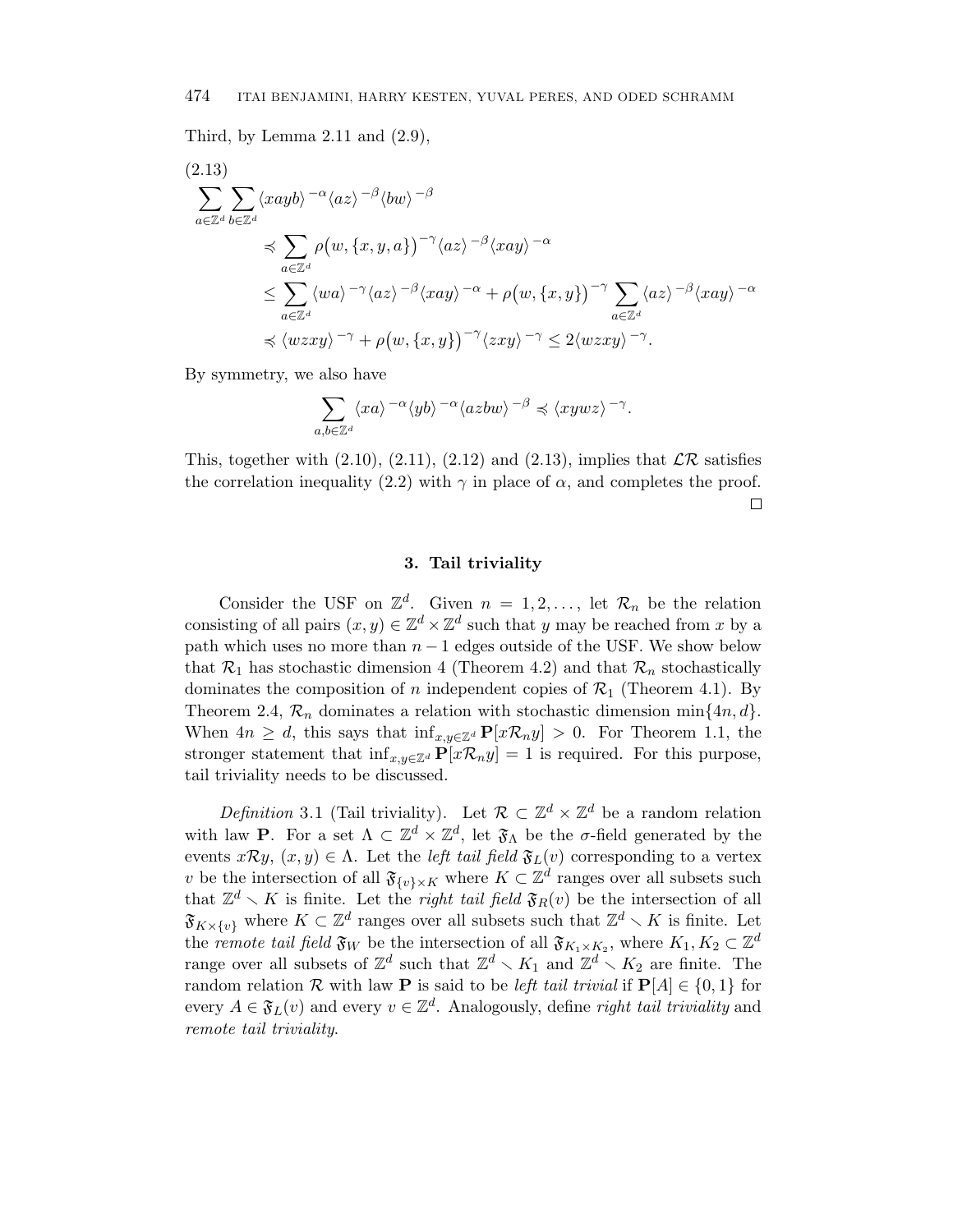Third, by Lemma 2.11 and (2.9),

$$
\begin{aligned}
&\sum_{a\in\mathbb{Z}^d}\sum_{b\in\mathbb{Z}^d}\langle xayb\rangle^{-\alpha}\langle az\rangle^{-\beta}\langle bw\rangle^{-\beta} \\
&\qquad\preccurlyeq \sum_{a\in\mathbb{Z}^d}\rho\big(w,\{x,y,a\}\big)^{-\gamma}\langle az\rangle^{-\beta}\langle xay\rangle^{-\alpha} \\
&\qquad\le \sum_{a\in\mathbb{Z}^d}\langle wa\rangle^{-\gamma}\langle az\rangle^{-\beta}\langle xay\rangle^{-\alpha} + \rho\big(w,\{x,y\}\big)^{-\gamma}\sum_{a\in\mathbb{Z}^d}\langle az\rangle^{-\beta}\langle xay\rangle^{-\alpha} \\
&\qquad\preccurlyeq \langle wzxy\rangle^{-\gamma} + \rho\big(w,\{x,y\}\big)^{-\gamma}\langle zxy\rangle^{-\gamma} \le 2\langle wzxy\rangle^{-\gamma}.
\end{aligned}
\tag{2.13}
$$

By symmetry, we also have

$$
\sum_{a,b\in\mathbb{Z}^d}\langle xa\rangle^{-\alpha}\langle yb\rangle^{-\alpha}\langle azbw\rangle^{-\beta} \preccurlyeq \langle xywz\rangle^{-\gamma}.
$$

This, together with (2.10), (2.11), (2.12) and (2.13), implies that $\mathcal{LR}$ satisfies the correlation inequality (2.2) with $\gamma$ in place of $\alpha$, and completes the proof. □

## 3. Tail triviality

Consider the USF on $\mathbb{Z}^d$. Given $n = 1, 2, \ldots$, let $\mathcal{R}_n$ be the relation consisting of all pairs $(x, y) \in \mathbb{Z}^d \times \mathbb{Z}^d$ such that $y$ may be reached from $x$ by a path which uses no more than $n-1$ edges outside of the USF. We show below that $\mathcal{R}_1$ has stochastic dimension 4 (Theorem 4.2) and that $\mathcal{R}_n$ stochastically dominates the composition of $n$ independent copies of $\mathcal{R}_1$ (Theorem 4.1). By Theorem 2.4, $\mathcal{R}_n$ dominates a relation with stochastic dimension $\min\{4n, d\}$. When $4n \ge d$, this says that $\inf_{x,y\in\mathbb{Z}^d}\mathbf{P}[x\mathcal{R}_n y] > 0$. For Theorem 1.1, the stronger statement that $\inf_{x,y\in\mathbb{Z}^d}\mathbf{P}[x\mathcal{R}_n y] = 1$ is required. For this purpose, tail triviality needs to be discussed.

*Definition* 3.1 (Tail triviality). Let $\mathcal{R} \subset \mathbb{Z}^d \times \mathbb{Z}^d$ be a random relation with law $\mathbf{P}$. For a set $\Lambda \subset \mathbb{Z}^d \times \mathbb{Z}^d$, let $\mathfrak{F}_\Lambda$ be the $\sigma$-field generated by the events $x\mathcal{R}y$, $(x, y) \in \Lambda$. Let the *left tail field* $\mathfrak{F}_L(v)$ corresponding to a vertex $v$ be the intersection of all $\mathfrak{F}_{\{v\}\times K}$ where $K \subset \mathbb{Z}^d$ ranges over all subsets such that $\mathbb{Z}^d \setminus K$ is finite. Let the *right tail field* $\mathfrak{F}_R(v)$ be the intersection of all $\mathfrak{F}_{K\times\{v\}}$ where $K \subset \mathbb{Z}^d$ ranges over all subsets such that $\mathbb{Z}^d \setminus K$ is finite. Let the *remote tail field* $\mathfrak{F}_W$ be the intersection of all $\mathfrak{F}_{K_1\times K_2}$, where $K_1, K_2 \subset \mathbb{Z}^d$ range over all subsets of $\mathbb{Z}^d$ such that $\mathbb{Z}^d \setminus K_1$ and $\mathbb{Z}^d \setminus K_2$ are finite. The random relation $\mathcal{R}$ with law $\mathbf{P}$ is said to be *left tail trivial* if $\mathbf{P}[A] \in \{0, 1\}$ for every $A \in \mathfrak{F}_L(v)$ and every $v \in \mathbb{Z}^d$. Analogously, define *right tail triviality* and *remote tail triviality*.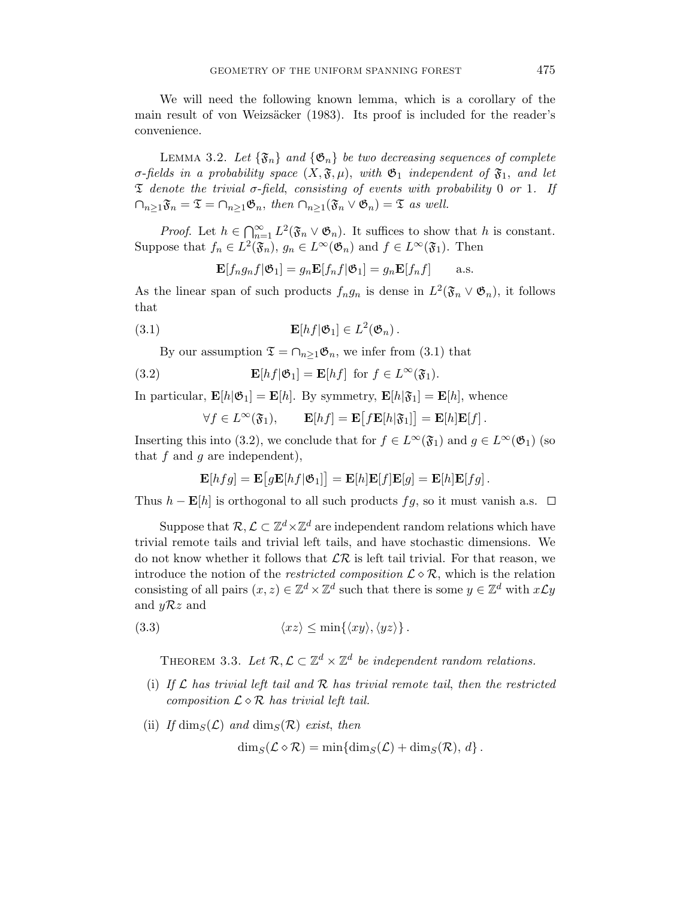We will need the following known lemma, which is a corollary of the main result of von Weizsäcker (1983). Its proof is included for the reader's convenience.

LEMMA 3.2. *Let $\{\mathfrak{F}_n\}$ and $\{\mathfrak{G}_n\}$ be two decreasing sequences of complete $\sigma$-fields in a probability space $(X, \mathfrak{F}, \mu)$, with $\mathfrak{G}_1$ independent of $\mathfrak{F}_1$, and let $\mathfrak{T}$ denote the trivial $\sigma$-field, consisting of events with probability* 0 *or* 1. *If $\cap_{n\geq 1}\mathfrak{F}_n = \mathfrak{T} = \cap_{n\geq 1}\mathfrak{G}_n$, then $\cap_{n\geq 1}(\mathfrak{F}_n \vee \mathfrak{G}_n) = \mathfrak{T}$ as well.*

*Proof.* Let $h \in \bigcap_{n=1}^{\infty} L^2(\mathfrak{F}_n \vee \mathfrak{G}_n)$. It suffices to show that $h$ is constant. Suppose that $f_n \in L^2(\mathfrak{F}_n)$, $g_n \in L^\infty(\mathfrak{G}_n)$ and $f \in L^\infty(\mathfrak{F}_1)$. Then

$$\mathbf{E}[f_n g_n f | \mathfrak{G}_1] = g_n \mathbf{E}[f_n f | \mathfrak{G}_1] = g_n \mathbf{E}[f_n f] \qquad \text{a.s.}$$

As the linear span of such products $f_n g_n$ is dense in $L^2(\mathfrak{F}_n \vee \mathfrak{G}_n)$, it follows that

$$\mathbf{E}[hf|\mathfrak{G}_1] \in L^2(\mathfrak{G}_n)\,. \tag{3.1}$$

By our assumption $\mathfrak{T} = \cap_{n\geq 1}\mathfrak{G}_n$, we infer from (3.1) that

$$\mathbf{E}[hf|\mathfrak{G}_1] = \mathbf{E}[hf] \ \text{ for } f \in L^\infty(\mathfrak{F}_1). \tag{3.2}$$

In particular, $\mathbf{E}[h|\mathfrak{G}_1] = \mathbf{E}[h]$. By symmetry, $\mathbf{E}[h|\mathfrak{F}_1] = \mathbf{E}[h]$, whence

$$\forall f \in L^\infty(\mathfrak{F}_1), \qquad \mathbf{E}[hf] = \mathbf{E}\big[f\mathbf{E}[h|\mathfrak{F}_1]\big] = \mathbf{E}[h]\mathbf{E}[f]\,.$$

Inserting this into (3.2), we conclude that for $f \in L^\infty(\mathfrak{F}_1)$ and $g \in L^\infty(\mathfrak{G}_1)$ (so that $f$ and $g$ are independent),

$$\mathbf{E}[hfg] = \mathbf{E}\big[g\mathbf{E}[hf|\mathfrak{G}_1]\big] = \mathbf{E}[h]\mathbf{E}[f]\mathbf{E}[g] = \mathbf{E}[h]\mathbf{E}[fg]\,.$$

Thus $h - \mathbf{E}[h]$ is orthogonal to all such products $fg$, so it must vanish a.s. $\square$

Suppose that $\mathcal{R}, \mathcal{L} \subset \mathbb{Z}^d \times \mathbb{Z}^d$ are independent random relations which have trivial remote tails and trivial left tails, and have stochastic dimensions. We do not know whether it follows that $\mathcal{L}\mathcal{R}$ is left tail trivial. For that reason, we introduce the notion of the *restricted composition* $\mathcal{L} \diamond \mathcal{R}$, which is the relation consisting of all pairs $(x, z) \in \mathbb{Z}^d \times \mathbb{Z}^d$ such that there is some $y \in \mathbb{Z}^d$ with $x\mathcal{L}y$ and $y\mathcal{R}z$ and

$$\langle xz \rangle \leq \min\{\langle xy \rangle, \langle yz \rangle\}\,. \tag{3.3}$$

THEOREM 3.3. *Let $\mathcal{R}, \mathcal{L} \subset \mathbb{Z}^d \times \mathbb{Z}^d$ be independent random relations.*

- (i) *If $\mathcal{L}$ has trivial left tail and $\mathcal{R}$ has trivial remote tail, then the restricted composition $\mathcal{L} \diamond \mathcal{R}$ has trivial left tail.*
- (ii) *If $\dim_S(\mathcal{L})$ and $\dim_S(\mathcal{R})$ exist, then*

$$\dim_S(\mathcal{L} \diamond \mathcal{R}) = \min\{\dim_S(\mathcal{L}) + \dim_S(\mathcal{R}),\, d\}\,.$$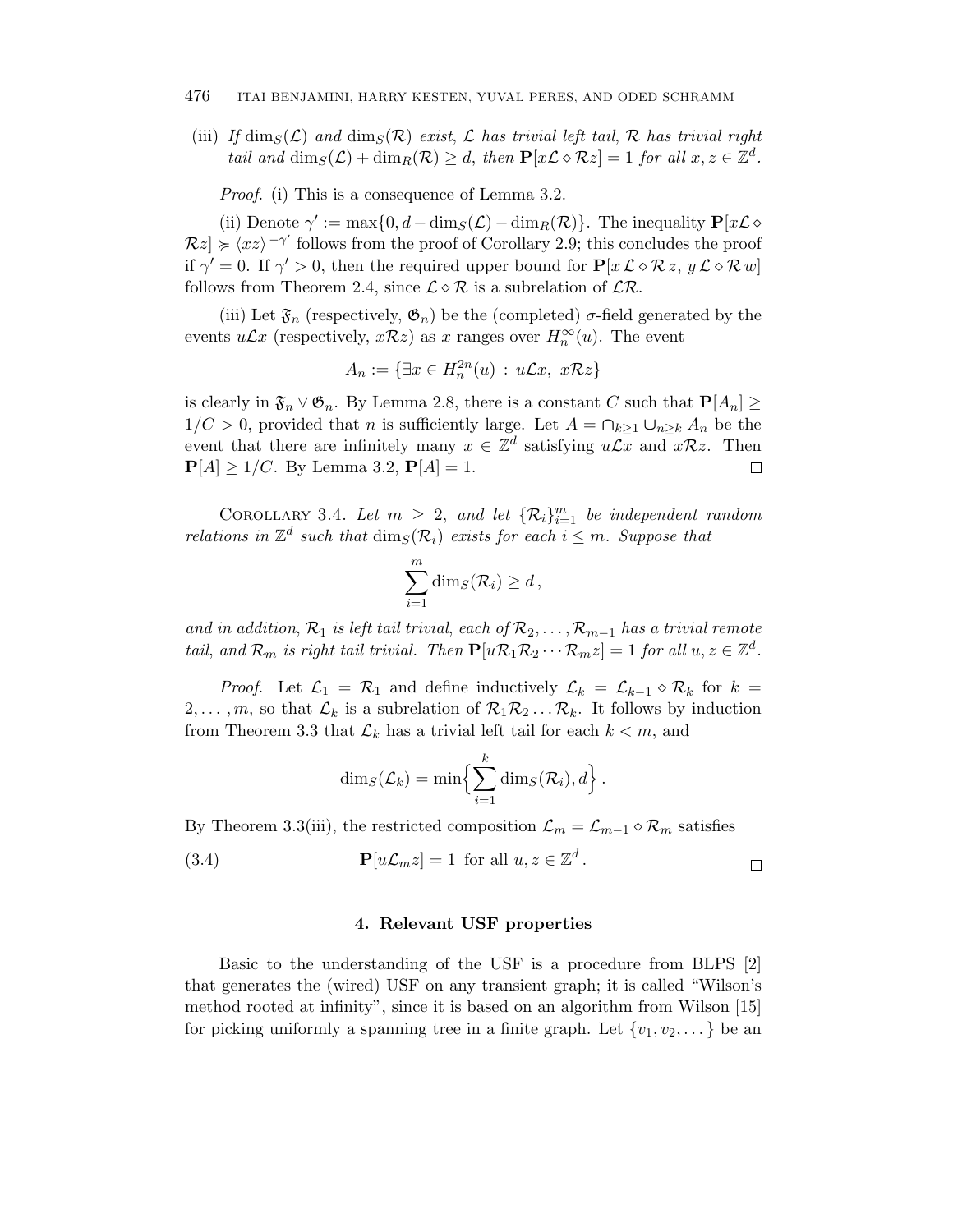(iii) *If* $\dim_S(\mathcal{L})$ *and* $\dim_S(\mathcal{R})$ *exist*, $\mathcal{L}$ *has trivial left tail*, $\mathcal{R}$ *has trivial right tail and* $\dim_S(\mathcal{L}) + \dim_R(\mathcal{R}) \geq d$, *then* $\mathbf{P}[x\mathcal{L} \diamond \mathcal{R}z] = 1$ *for all* $x, z \in \mathbb{Z}^d$.

*Proof.* (i) This is a consequence of Lemma 3.2.

(ii) Denote $\gamma' := \max\{0, d - \dim_S(\mathcal{L}) - \dim_R(\mathcal{R})\}$. The inequality $\mathbf{P}[x\mathcal{L} \diamond \mathcal{R}z] \succcurlyeq \langle xz \rangle^{-\gamma'}$ follows from the proof of Corollary 2.9; this concludes the proof if $\gamma' = 0$. If $\gamma' > 0$, then the required upper bound for $\mathbf{P}[x\,\mathcal{L} \diamond \mathcal{R}\,z,\, y\,\mathcal{L} \diamond \mathcal{R}\,w]$ follows from Theorem 2.4, since $\mathcal{L} \diamond \mathcal{R}$ is a subrelation of $\mathcal{L}\mathcal{R}$.

(iii) Let $\mathfrak{F}_n$ (respectively, $\mathfrak{G}_n$) be the (completed) $\sigma$-field generated by the events $u\mathcal{L}x$ (respectively, $x\mathcal{R}z$) as $x$ ranges over $H_n^\infty(u)$. The event

$$A_n := \{\exists x \in H_n^{2n}(u) \, : \, u\mathcal{L}x, \; x\mathcal{R}z\}$$

is clearly in $\mathfrak{F}_n \vee \mathfrak{G}_n$. By Lemma 2.8, there is a constant $C$ such that $\mathbf{P}[A_n] \geq 1/C > 0$, provided that $n$ is sufficiently large. Let $A = \cap_{k \geq 1} \cup_{n \geq k} A_n$ be the event that there are infinitely many $x \in \mathbb{Z}^d$ satisfying $u\mathcal{L}x$ and $x\mathcal{R}z$. Then $\mathbf{P}[A] \geq 1/C$. By Lemma 3.2, $\mathbf{P}[A] = 1$. □

Corollary 3.4. *Let* $m \geq 2$, *and let* $\{\mathcal{R}_i\}_{i=1}^m$ *be independent random relations in* $\mathbb{Z}^d$ *such that* $\dim_S(\mathcal{R}_i)$ *exists for each* $i \leq m$. *Suppose that*

$$\sum_{i=1}^{m} \dim_S(\mathcal{R}_i) \geq d\,,$$

*and in addition*, $\mathcal{R}_1$ *is left tail trivial*, *each of* $\mathcal{R}_2, \ldots, \mathcal{R}_{m-1}$ *has a trivial remote tail*, *and* $\mathcal{R}_m$ *is right tail trivial. Then* $\mathbf{P}[u\mathcal{R}_1\mathcal{R}_2 \cdots \mathcal{R}_m z] = 1$ *for all* $u, z \in \mathbb{Z}^d$.

*Proof.* Let $\mathcal{L}_1 = \mathcal{R}_1$ and define inductively $\mathcal{L}_k = \mathcal{L}_{k-1} \diamond \mathcal{R}_k$ for $k = 2, \ldots, m$, so that $\mathcal{L}_k$ is a subrelation of $\mathcal{R}_1\mathcal{R}_2 \ldots \mathcal{R}_k$. It follows by induction from Theorem 3.3 that $\mathcal{L}_k$ has a trivial left tail for each $k < m$, and

$$\dim_S(\mathcal{L}_k) = \min\Big\{ \sum_{i=1}^{k} \dim_S(\mathcal{R}_i), d \Big\}\,.$$

By Theorem 3.3(iii), the restricted composition $\mathcal{L}_m = \mathcal{L}_{m-1} \diamond \mathcal{R}_m$ satisfies

$$\mathbf{P}[u\mathcal{L}_m z] = 1 \;\text{ for all } u, z \in \mathbb{Z}^d\,. \tag{3.4}$$

□

## 4. Relevant USF properties

Basic to the understanding of the USF is a procedure from BLPS [2] that generates the (wired) USF on any transient graph; it is called "Wilson's method rooted at infinity", since it is based on an algorithm from Wilson [15] for picking uniformly a spanning tree in a finite graph. Let $\{v_1, v_2, \ldots\}$ be an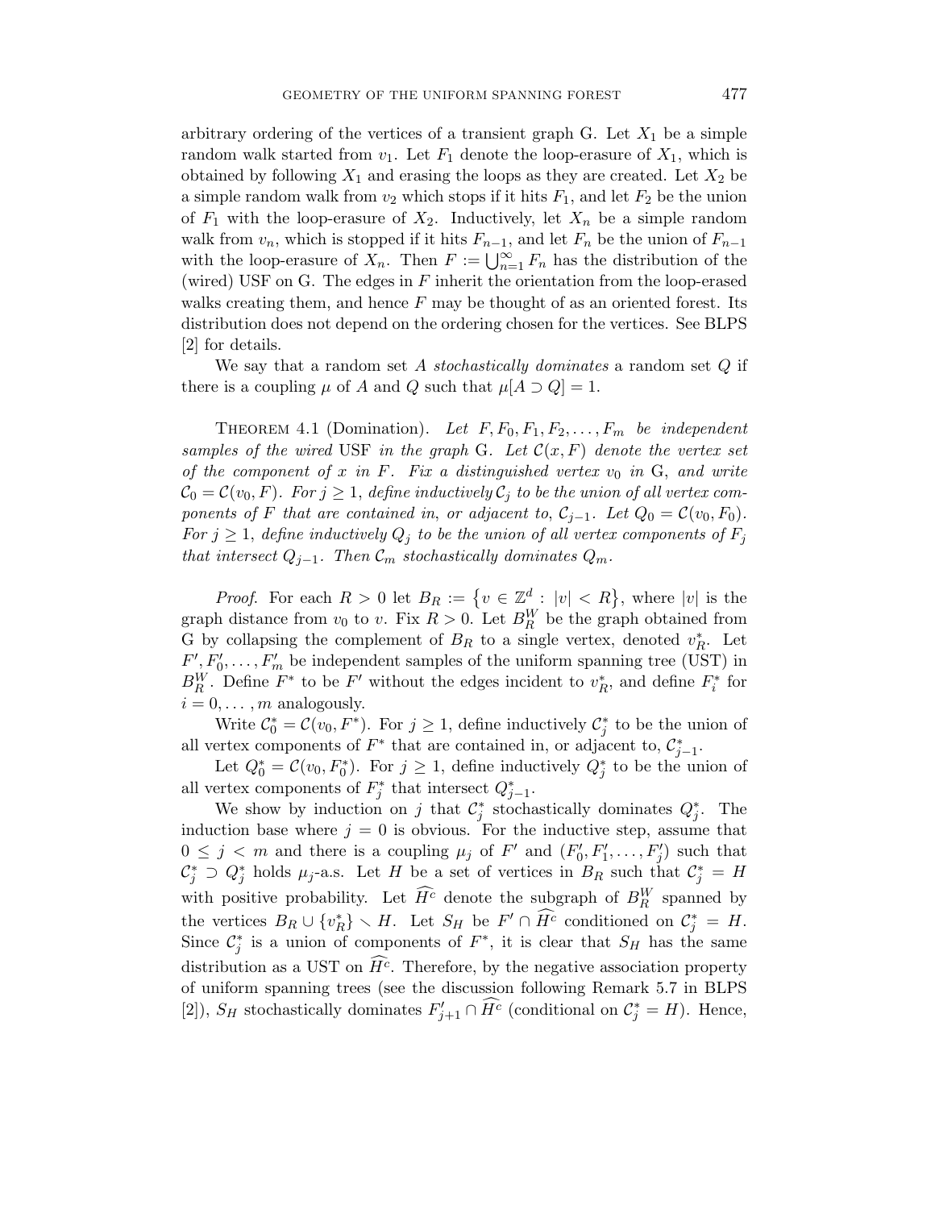arbitrary ordering of the vertices of a transient graph G. Let $X_1$ be a simple random walk started from $v_1$. Let $F_1$ denote the loop-erasure of $X_1$, which is obtained by following $X_1$ and erasing the loops as they are created. Let $X_2$ be a simple random walk from $v_2$ which stops if it hits $F_1$, and let $F_2$ be the union of $F_1$ with the loop-erasure of $X_2$. Inductively, let $X_n$ be a simple random walk from $v_n$, which is stopped if it hits $F_{n-1}$, and let $F_n$ be the union of $F_{n-1}$ with the loop-erasure of $X_n$. Then $F := \bigcup_{n=1}^{\infty} F_n$ has the distribution of the (wired) USF on G. The edges in $F$ inherit the orientation from the loop-erased walks creating them, and hence $F$ may be thought of as an oriented forest. Its distribution does not depend on the ordering chosen for the vertices. See BLPS [2] for details.

We say that a random set $A$ *stochastically dominates* a random set $Q$ if there is a coupling $\mu$ of $A$ and $Q$ such that $\mu[A \supset Q] = 1$.

THEOREM 4.1 (Domination). *Let $F, F_0, F_1, F_2, \ldots, F_m$ be independent samples of the wired* USF *in the graph* G. *Let $\mathcal{C}(x, F)$ denote the vertex set of the component of $x$ in $F$. Fix a distinguished vertex $v_0$ in* G, *and write $\mathcal{C}_0 = \mathcal{C}(v_0, F)$. For $j \geq 1$, define inductively $\mathcal{C}_j$ to be the union of all vertex components of $F$ that are contained in, or adjacent to, $\mathcal{C}_{j-1}$. Let $Q_0 = \mathcal{C}(v_0, F_0)$. For $j \geq 1$, define inductively $Q_j$ to be the union of all vertex components of $F_j$ that intersect $Q_{j-1}$. Then $\mathcal{C}_m$ stochastically dominates $Q_m$.*

*Proof.* For each $R > 0$ let $B_R := \{v \in \mathbb{Z}^d : |v| < R\}$, where $|v|$ is the graph distance from $v_0$ to $v$. Fix $R > 0$. Let $B_R^W$ be the graph obtained from G by collapsing the complement of $B_R$ to a single vertex, denoted $v_R^*$. Let $F', F_0', \ldots, F_m'$ be independent samples of the uniform spanning tree (UST) in $B_R^W$. Define $F^*$ to be $F'$ without the edges incident to $v_R^*$, and define $F_i^*$ for $i = 0, \ldots, m$ analogously.

Write $\mathcal{C}_0^* = \mathcal{C}(v_0, F^*)$. For $j \geq 1$, define inductively $\mathcal{C}_j^*$ to be the union of all vertex components of $F^*$ that are contained in, or adjacent to, $\mathcal{C}_{j-1}^*$.

Let $Q_0^* = \mathcal{C}(v_0, F_0^*)$. For $j \geq 1$, define inductively $Q_j^*$ to be the union of all vertex components of $F_j^*$ that intersect $Q_{j-1}^*$.

We show by induction on $j$ that $\mathcal{C}_j^*$ stochastically dominates $Q_j^*$. The induction base where $j = 0$ is obvious. For the inductive step, assume that $0 \leq j < m$ and there is a coupling $\mu_j$ of $F'$ and $(F_0', F_1', \ldots, F_j')$ such that $\mathcal{C}_j^* \supset Q_j^*$ holds $\mu_j$-a.s. Let $H$ be a set of vertices in $B_R$ such that $\mathcal{C}_j^* = H$ with positive probability. Let $\widehat{H^c}$ denote the subgraph of $B_R^W$ spanned by the vertices $B_R \cup \{v_R^*\} \smallsetminus H$. Let $S_H$ be $F' \cap \widehat{H^c}$ conditioned on $\mathcal{C}_j^* = H$. Since $\mathcal{C}_j^*$ is a union of components of $F^*$, it is clear that $S_H$ has the same distribution as a UST on $\widehat{H^c}$. Therefore, by the negative association property of uniform spanning trees (see the discussion following Remark 5.7 in BLPS [2]), $S_H$ stochastically dominates $F_{j+1}' \cap \widehat{H^c}$ (conditional on $\mathcal{C}_j^* = H$). Hence,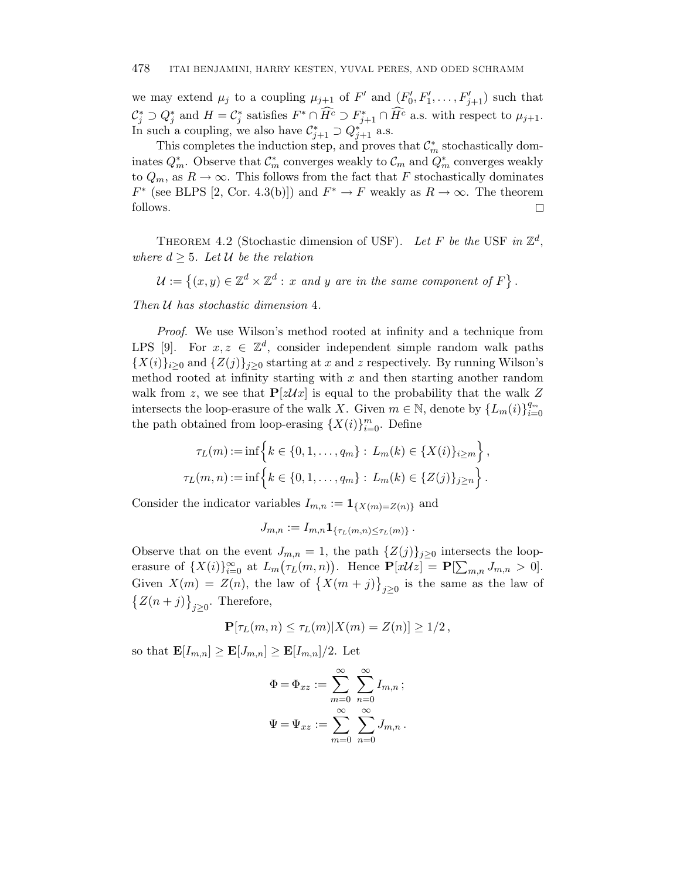we may extend $\mu_j$ to a coupling $\mu_{j+1}$ of $F'$ and $(F'_0, F'_1, \ldots, F'_{j+1})$ such that $\mathcal{C}^*_j \supset Q^*_j$ and $H = \mathcal{C}^*_j$ satisfies $F^* \cap \widehat{H^c} \supset F^*_{j+1} \cap \widehat{H^c}$ a.s. with respect to $\mu_{j+1}$. In such a coupling, we also have $\mathcal{C}^*_{j+1} \supset Q^*_{j+1}$ a.s.

This completes the induction step, and proves that $\mathcal{C}^*_m$ stochastically dominates $Q^*_m$. Observe that $\mathcal{C}^*_m$ converges weakly to $\mathcal{C}_m$ and $Q^*_m$ converges weakly to $Q_m$, as $R \to \infty$. This follows from the fact that $F$ stochastically dominates $F^*$ (see BLPS [2, Cor. 4.3(b)]) and $F^* \to F$ weakly as $R \to \infty$. The theorem follows. $\square$

Theorem 4.2 (Stochastic dimension of USF). *Let $F$ be the* USF *in $\mathbb{Z}^d$, where $d \geq 5$. Let $\mathcal{U}$ be the relation*

$$\mathcal{U} := \left\{(x,y) \in \mathbb{Z}^d \times \mathbb{Z}^d : x \text{ and } y \text{ are in the same component of } F\right\}.$$

*Then $\mathcal{U}$ has stochastic dimension 4.*

*Proof.* We use Wilson's method rooted at infinity and a technique from LPS [9]. For $x, z \in \mathbb{Z}^d$, consider independent simple random walk paths $\{X(i)\}_{i\geq 0}$ and $\{Z(j)\}_{j\geq 0}$ starting at $x$ and $z$ respectively. By running Wilson's method rooted at infinity starting with $x$ and then starting another random walk from $z$, we see that $\mathbf{P}[z\mathcal{U}x]$ is equal to the probability that the walk $Z$ intersects the loop-erasure of the walk $X$. Given $m \in \mathbb{N}$, denote by $\{L_m(i)\}_{i=0}^{q_m}$ the path obtained from loop-erasing $\{X(i)\}_{i=0}^{m}$. Define

$$\tau_L(m) := \inf\Big\{k \in \{0, 1, \ldots, q_m\} : L_m(k) \in \{X(i)\}_{i \geq m}\Big\},$$
$$\tau_L(m,n) := \inf\Big\{k \in \{0, 1, \ldots, q_m\} : L_m(k) \in \{Z(j)\}_{j \geq n}\Big\}.$$

Consider the indicator variables $I_{m,n} := \mathbf{1}_{\{X(m)=Z(n)\}}$ and

$$J_{m,n} := I_{m,n}\mathbf{1}_{\{\tau_L(m,n) \leq \tau_L(m)\}}.$$

Observe that on the event $J_{m,n} = 1$, the path $\{Z(j)\}_{j\geq 0}$ intersects the loop-erasure of $\{X(i)\}_{i=0}^{\infty}$ at $L_m\big(\tau_L(m,n)\big)$. Hence $\mathbf{P}[x\mathcal{U}z] = \mathbf{P}[\sum_{m,n} J_{m,n} > 0]$. Given $X(m) = Z(n)$, the law of $\big\{X(m+j)\big\}_{j\geq 0}$ is the same as the law of $\big\{Z(n+j)\big\}_{j\geq 0}$. Therefore,

$$\mathbf{P}[\tau_L(m,n) \leq \tau_L(m) | X(m) = Z(n)] \geq 1/2,$$

so that $\mathbf{E}[I_{m,n}] \geq \mathbf{E}[J_{m,n}] \geq \mathbf{E}[I_{m,n}]/2$. Let

$$\Phi = \Phi_{xz} := \sum_{m=0}^{\infty}\sum_{n=0}^{\infty} I_{m,n};$$
$$\Psi = \Psi_{xz} := \sum_{m=0}^{\infty}\sum_{n=0}^{\infty} J_{m,n}.$$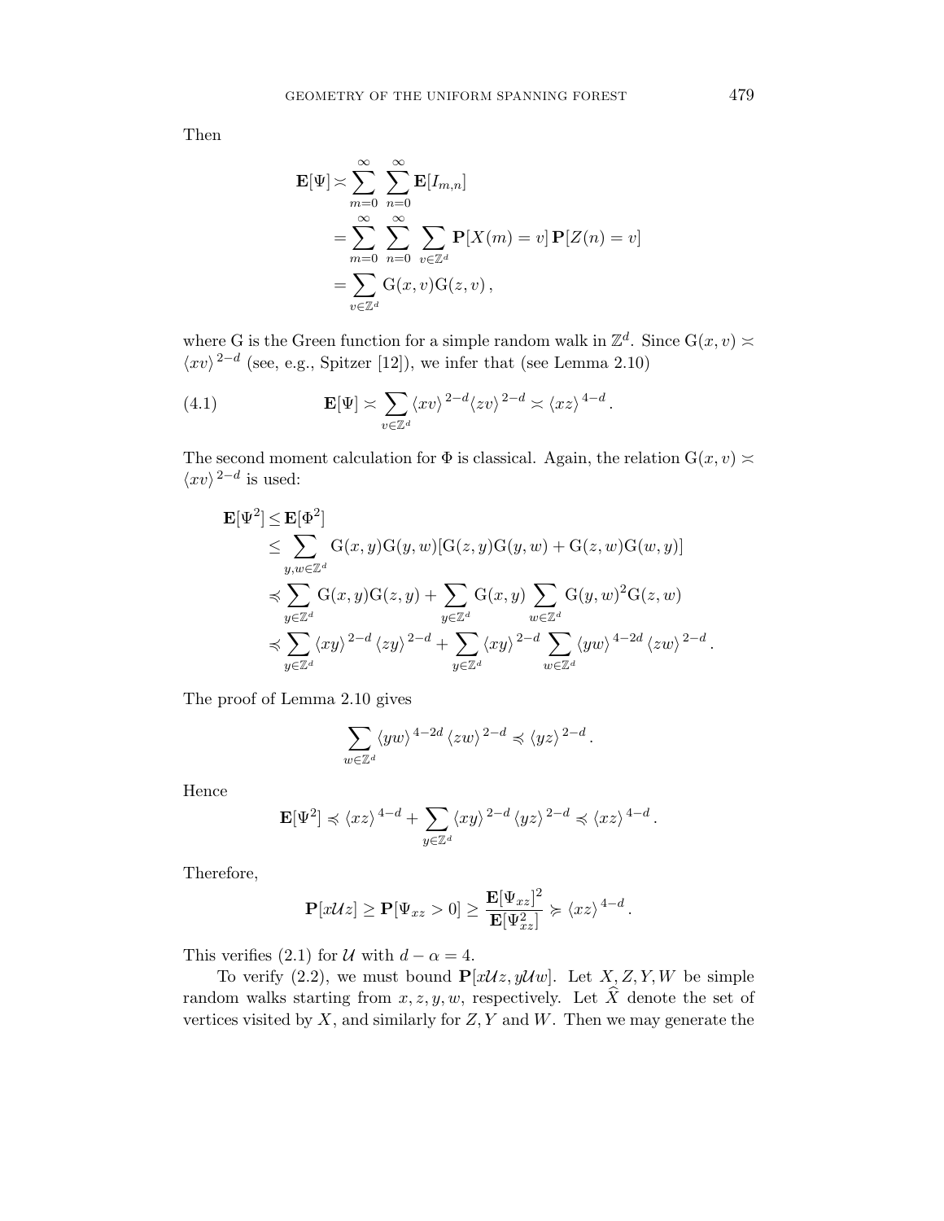Then

$$
\begin{aligned}
\mathbf{E}[\Psi] &\asymp \sum_{m=0}^{\infty} \sum_{n=0}^{\infty} \mathbf{E}[I_{m,n}] \\
&= \sum_{m=0}^{\infty} \sum_{n=0}^{\infty} \sum_{v \in \mathbb{Z}^d} \mathbf{P}[X(m) = v] \, \mathbf{P}[Z(n) = v] \\
&= \sum_{v \in \mathbb{Z}^d} \mathrm{G}(x,v) \mathrm{G}(z,v) \,,
\end{aligned}
$$

where G is the Green function for a simple random walk in $\mathbb{Z}^d$. Since $\mathrm{G}(x,v) \asymp \langle xv \rangle^{2-d}$ (see, e.g., Spitzer [12]), we infer that (see Lemma 2.10)

$$
\mathbf{E}[\Psi] \asymp \sum_{v \in \mathbb{Z}^d} \langle xv \rangle^{2-d} \langle zv \rangle^{2-d} \asymp \langle xz \rangle^{4-d} . \tag{4.1}
$$

The second moment calculation for $\Phi$ is classical. Again, the relation $\mathrm{G}(x,v) \asymp \langle xv \rangle^{2-d}$ is used:

$$
\begin{aligned}
\mathbf{E}[\Psi^2] &\leq \mathbf{E}[\Phi^2] \\
&\leq \sum_{y,w \in \mathbb{Z}^d} \mathrm{G}(x,y)\mathrm{G}(y,w)[\mathrm{G}(z,y)\mathrm{G}(y,w) + \mathrm{G}(z,w)\mathrm{G}(w,y)] \\
&\preccurlyeq \sum_{y \in \mathbb{Z}^d} \mathrm{G}(x,y)\mathrm{G}(z,y) + \sum_{y \in \mathbb{Z}^d} \mathrm{G}(x,y) \sum_{w \in \mathbb{Z}^d} \mathrm{G}(y,w)^2 \mathrm{G}(z,w) \\
&\preccurlyeq \sum_{y \in \mathbb{Z}^d} \langle xy \rangle^{2-d} \langle zy \rangle^{2-d} + \sum_{y \in \mathbb{Z}^d} \langle xy \rangle^{2-d} \sum_{w \in \mathbb{Z}^d} \langle yw \rangle^{4-2d} \langle zw \rangle^{2-d} .
\end{aligned}
$$

The proof of Lemma 2.10 gives

$$
\sum_{w \in \mathbb{Z}^d} \langle yw \rangle^{4-2d} \langle zw \rangle^{2-d} \preccurlyeq \langle yz \rangle^{2-d} .
$$

Hence

$$
\mathbf{E}[\Psi^2] \preccurlyeq \langle xz \rangle^{4-d} + \sum_{y \in \mathbb{Z}^d} \langle xy \rangle^{2-d} \langle yz \rangle^{2-d} \preccurlyeq \langle xz \rangle^{4-d} .
$$

Therefore,

$$
\mathbf{P}[x\mathcal{U}z] \geq \mathbf{P}[\Psi_{xz} > 0] \geq \frac{\mathbf{E}[\Psi_{xz}]^2}{\mathbf{E}[\Psi_{xz}^2]} \succcurlyeq \langle xz \rangle^{4-d} .
$$

This verifies (2.1) for $\mathcal{U}$ with $d - \alpha = 4$.

To verify (2.2), we must bound $\mathbf{P}[x\mathcal{U}z, y\mathcal{U}w]$. Let $X, Z, Y, W$ be simple random walks starting from $x, z, y, w$, respectively. Let $\widehat{X}$ denote the set of vertices visited by $X$, and similarly for $Z, Y$ and $W$. Then we may generate the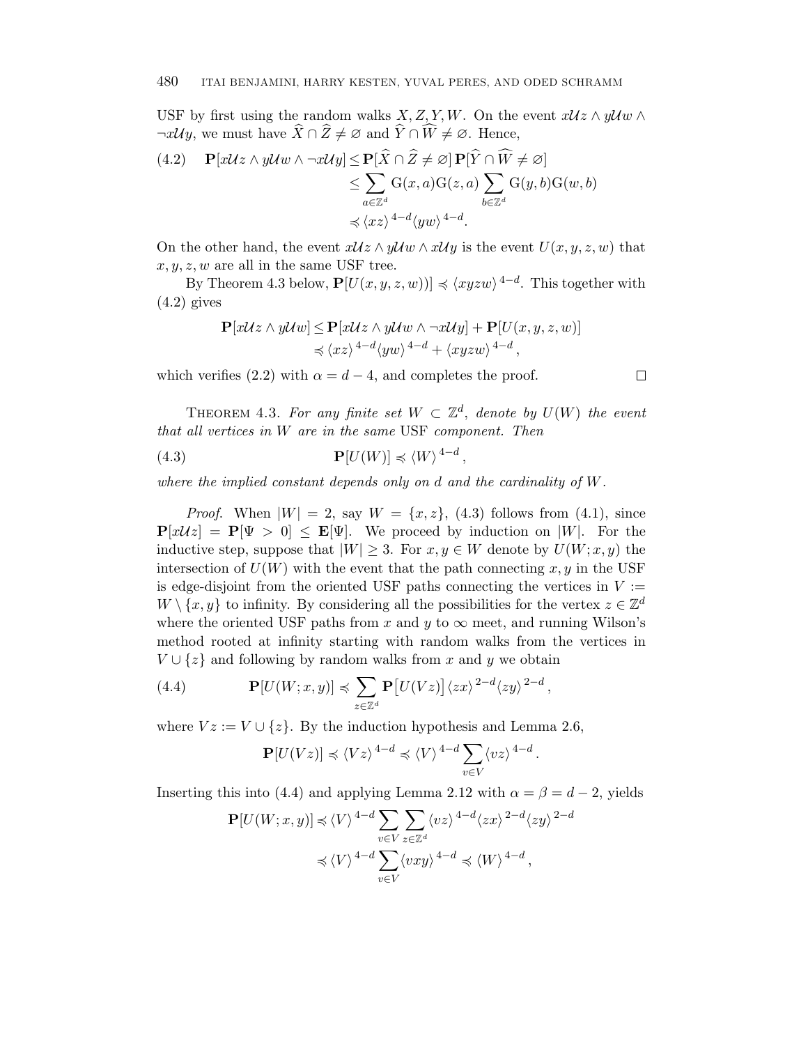USF by first using the random walks $X, Z, Y, W$. On the event $x\mathcal{U}z \wedge y\mathcal{U}w \wedge \neg x\mathcal{U}y$, we must have $\widehat{X} \cap \widehat{Z} \neq \varnothing$ and $\widehat{Y} \cap \widehat{W} \neq \varnothing$. Hence,

$$
\begin{aligned}
(4.2) \qquad \mathbf{P}[x\mathcal{U}z \wedge y\mathcal{U}w \wedge \neg x\mathcal{U}y] &\leq \mathbf{P}[\widehat{X} \cap \widehat{Z} \neq \varnothing]\, \mathbf{P}[\widehat{Y} \cap \widehat{W} \neq \varnothing] \\
&\leq \sum_{a \in \mathbb{Z}^d} \mathrm{G}(x,a)\mathrm{G}(z,a) \sum_{b \in \mathbb{Z}^d} \mathrm{G}(y,b)\mathrm{G}(w,b) \\
&\preccurlyeq \langle xz \rangle^{4-d} \langle yw \rangle^{4-d}.
\end{aligned}
$$

On the other hand, the event $x\mathcal{U}z \wedge y\mathcal{U}w \wedge x\mathcal{U}y$ is the event $U(x,y,z,w)$ that $x,y,z,w$ are all in the same USF tree.

By Theorem 4.3 below, $\mathbf{P}[U(x,y,z,w))] \preccurlyeq \langle xyzw \rangle^{4-d}$. This together with (4.2) gives

$$
\begin{aligned}
\mathbf{P}[x\mathcal{U}z \wedge y\mathcal{U}w] &\leq \mathbf{P}[x\mathcal{U}z \wedge y\mathcal{U}w \wedge \neg x\mathcal{U}y] + \mathbf{P}[U(x,y,z,w)] \\
&\preccurlyeq \langle xz \rangle^{4-d} \langle yw \rangle^{4-d} + \langle xyzw \rangle^{4-d},
\end{aligned}
$$

which verifies (2.2) with $\alpha = d-4$, and completes the proof. $\square$

Theorem 4.3. *For any finite set $W \subset \mathbb{Z}^d$, denote by $U(W)$ the event that all vertices in $W$ are in the same* USF *component. Then*

$$
\mathbf{P}[U(W)] \preccurlyeq \langle W \rangle^{4-d}, \tag{4.3}
$$

*where the implied constant depends only on $d$ and the cardinality of $W$.*

*Proof.* When $|W| = 2$, say $W = \{x,z\}$, (4.3) follows from (4.1), since $\mathbf{P}[x\mathcal{U}z] = \mathbf{P}[\Psi > 0] \leq \mathbf{E}[\Psi]$. We proceed by induction on $|W|$. For the inductive step, suppose that $|W| \geq 3$. For $x, y \in W$ denote by $U(W;x,y)$ the intersection of $U(W)$ with the event that the path connecting $x,y$ in the USF is edge-disjoint from the oriented USF paths connecting the vertices in $V := W \setminus \{x,y\}$ to infinity. By considering all the possibilities for the vertex $z \in \mathbb{Z}^d$ where the oriented USF paths from $x$ and $y$ to $\infty$ meet, and running Wilson's method rooted at infinity starting with random walks from the vertices in $V \cup \{z\}$ and following by random walks from $x$ and $y$ we obtain

$$
\mathbf{P}[U(W;x,y)] \preccurlyeq \sum_{z \in \mathbb{Z}^d} \mathbf{P}\big[U(Vz)\big] \langle zx \rangle^{2-d} \langle zy \rangle^{2-d}, \tag{4.4}
$$

where $Vz := V \cup \{z\}$. By the induction hypothesis and Lemma 2.6,

$$
\mathbf{P}[U(Vz)] \preccurlyeq \langle Vz \rangle^{4-d} \preccurlyeq \langle V \rangle^{4-d} \sum_{v \in V} \langle vz \rangle^{4-d}.
$$

Inserting this into (4.4) and applying Lemma 2.12 with $\alpha = \beta = d-2$, yields

$$
\begin{aligned}
\mathbf{P}[U(W;x,y)] &\preccurlyeq \langle V \rangle^{4-d} \sum_{v \in V} \sum_{z \in \mathbb{Z}^d} \langle vz \rangle^{4-d} \langle zx \rangle^{2-d} \langle zy \rangle^{2-d} \\
&\preccurlyeq \langle V \rangle^{4-d} \sum_{v \in V} \langle vxy \rangle^{4-d} \preccurlyeq \langle W \rangle^{4-d},
\end{aligned}
$$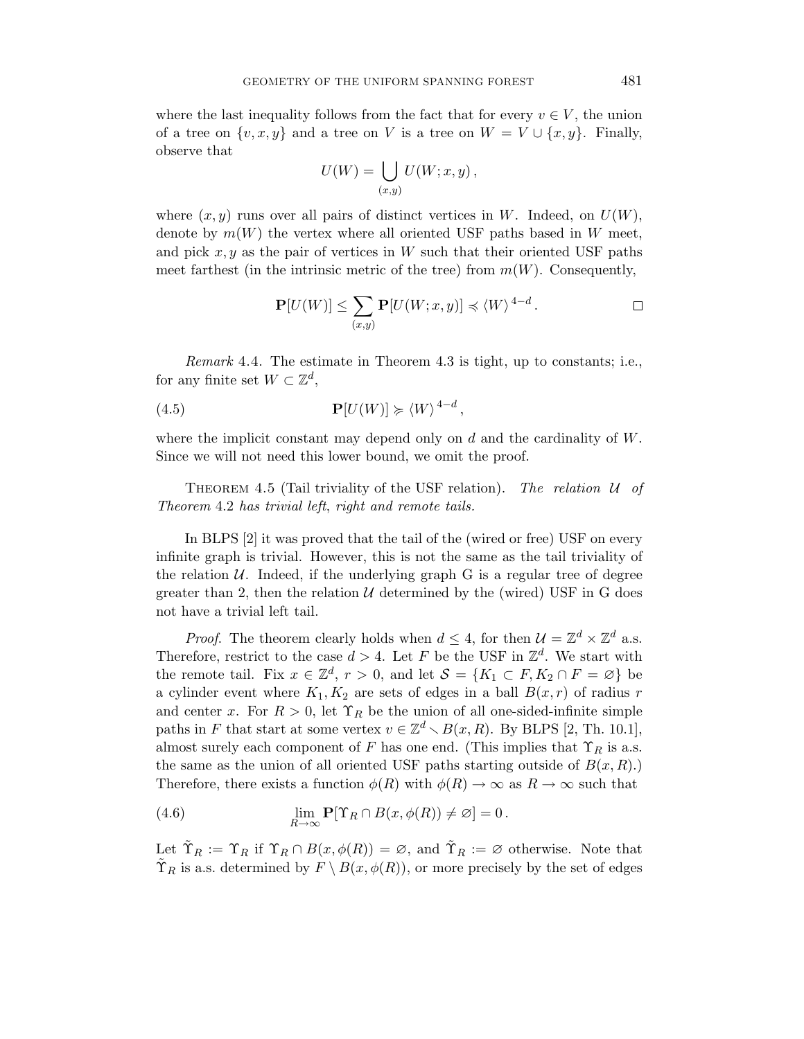where the last inequality follows from the fact that for every $v \in V$, the union of a tree on $\{v, x, y\}$ and a tree on $V$ is a tree on $W = V \cup \{x, y\}$. Finally, observe that

$$U(W) = \bigcup_{(x,y)} U(W; x, y),$$

where $(x, y)$ runs over all pairs of distinct vertices in $W$. Indeed, on $U(W)$, denote by $m(W)$ the vertex where all oriented USF paths based in $W$ meet, and pick $x, y$ as the pair of vertices in $W$ such that their oriented USF paths meet farthest (in the intrinsic metric of the tree) from $m(W)$. Consequently,

$$\mathbf{P}[U(W)] \leq \sum_{(x,y)} \mathbf{P}[U(W; x, y)] \preccurlyeq \langle W \rangle^{4-d}. \qquad \square$$

*Remark* 4.4. The estimate in Theorem 4.3 is tight, up to constants; i.e., for any finite set $W \subset \mathbb{Z}^d$,

$$\mathbf{P}[U(W)] \succcurlyeq \langle W \rangle^{4-d}, \tag{4.5}$$

where the implicit constant may depend only on $d$ and the cardinality of $W$. Since we will not need this lower bound, we omit the proof.

Theorem 4.5 (Tail triviality of the USF relation). *The relation $\mathcal{U}$ of Theorem 4.2 has trivial left, right and remote tails.*

In BLPS [2] it was proved that the tail of the (wired or free) USF on every infinite graph is trivial. However, this is not the same as the tail triviality of the relation $\mathcal{U}$. Indeed, if the underlying graph G is a regular tree of degree greater than 2, then the relation $\mathcal{U}$ determined by the (wired) USF in G does not have a trivial left tail.

*Proof.* The theorem clearly holds when $d \leq 4$, for then $\mathcal{U} = \mathbb{Z}^d \times \mathbb{Z}^d$ a.s. Therefore, restrict to the case $d > 4$. Let $F$ be the USF in $\mathbb{Z}^d$. We start with the remote tail. Fix $x \in \mathbb{Z}^d$, $r > 0$, and let $\mathcal{S} = \{K_1 \subset F, K_2 \cap F = \varnothing\}$ be a cylinder event where $K_1, K_2$ are sets of edges in a ball $B(x, r)$ of radius $r$ and center $x$. For $R > 0$, let $\Upsilon_R$ be the union of all one-sided-infinite simple paths in $F$ that start at some vertex $v \in \mathbb{Z}^d \setminus B(x, R)$. By BLPS [2, Th. 10.1], almost surely each component of $F$ has one end. (This implies that $\Upsilon_R$ is a.s. the same as the union of all oriented USF paths starting outside of $B(x, R)$.) Therefore, there exists a function $\phi(R)$ with $\phi(R) \to \infty$ as $R \to \infty$ such that

$$\lim_{R \to \infty} \mathbf{P}[\Upsilon_R \cap B(x, \phi(R)) \neq \varnothing] = 0. \tag{4.6}$$

Let $\tilde{\Upsilon}_R := \Upsilon_R$ if $\Upsilon_R \cap B(x, \phi(R)) = \varnothing$, and $\tilde{\Upsilon}_R := \varnothing$ otherwise. Note that $\tilde{\Upsilon}_R$ is a.s. determined by $F \setminus B(x, \phi(R))$, or more precisely by the set of edges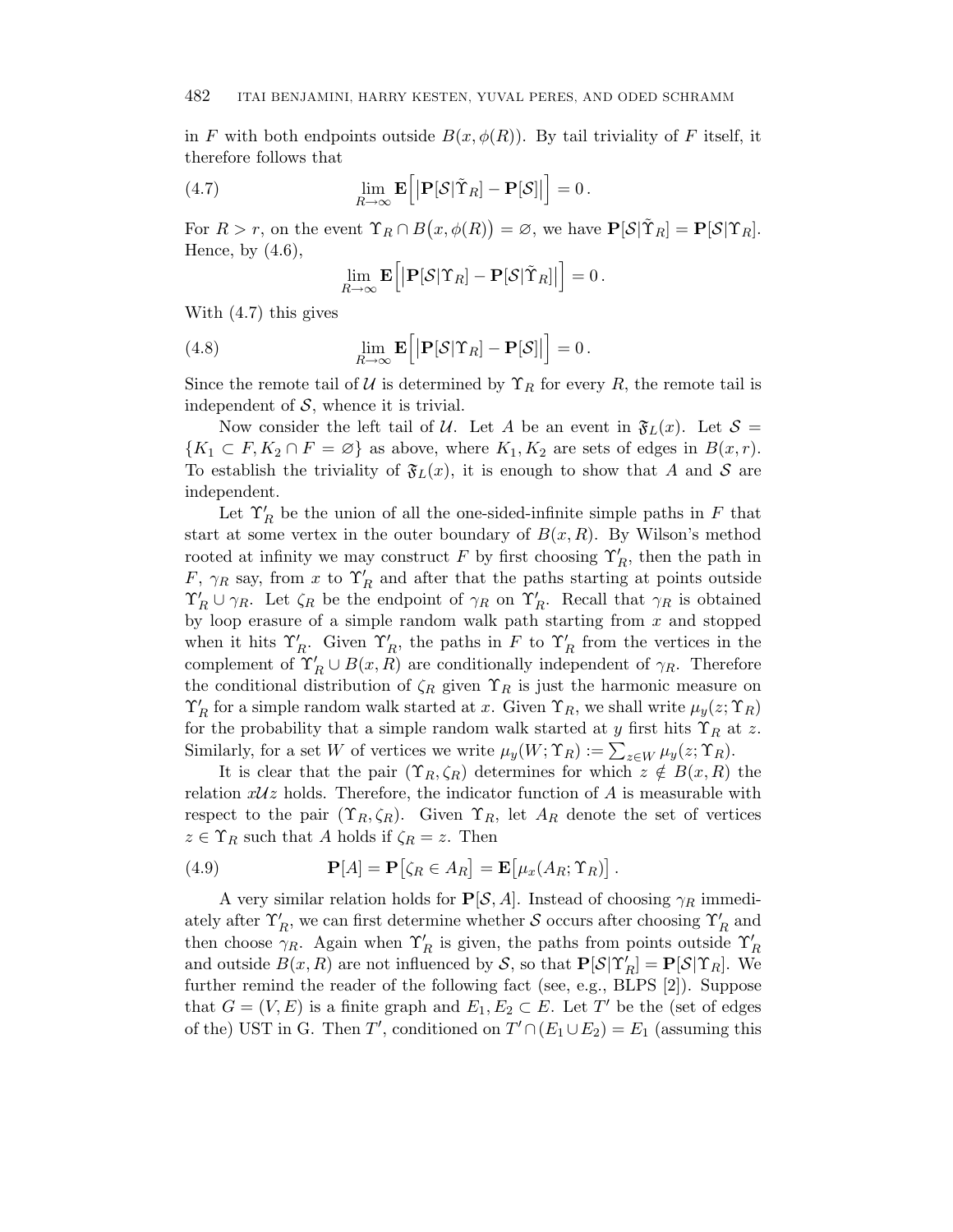in $F$ with both endpoints outside $B(x, \phi(R))$. By tail triviality of $F$ itself, it therefore follows that

$$\lim_{R\to\infty} \mathbf{E}\Big[\big|\mathbf{P}[\mathcal{S}|\tilde{\Upsilon}_R] - \mathbf{P}[\mathcal{S}]\big|\Big] = 0\,. \tag{4.7}$$

For $R > r$, on the event $\Upsilon_R \cap B\big(x, \phi(R)\big) = \varnothing$, we have $\mathbf{P}[\mathcal{S}|\tilde{\Upsilon}_R] = \mathbf{P}[\mathcal{S}|\Upsilon_R]$. Hence, by (4.6),

$$\lim_{R\to\infty} \mathbf{E}\Big[\big|\mathbf{P}[\mathcal{S}|\Upsilon_R] - \mathbf{P}[\mathcal{S}|\tilde{\Upsilon}_R]\big|\Big] = 0\,.$$

With (4.7) this gives

$$\lim_{R\to\infty} \mathbf{E}\Big[\big|\mathbf{P}[\mathcal{S}|\Upsilon_R] - \mathbf{P}[\mathcal{S}]\big|\Big] = 0\,. \tag{4.8}$$

Since the remote tail of $\mathcal{U}$ is determined by $\Upsilon_R$ for every $R$, the remote tail is independent of $\mathcal{S}$, whence it is trivial.

Now consider the left tail of $\mathcal{U}$. Let $A$ be an event in $\mathfrak{F}_L(x)$. Let $\mathcal{S} = \{K_1 \subset F, K_2 \cap F = \varnothing\}$ as above, where $K_1, K_2$ are sets of edges in $B(x,r)$. To establish the triviality of $\mathfrak{F}_L(x)$, it is enough to show that $A$ and $\mathcal{S}$ are independent.

Let $\Upsilon'_R$ be the union of all the one-sided-infinite simple paths in $F$ that start at some vertex in the outer boundary of $B(x,R)$. By Wilson's method rooted at infinity we may construct $F$ by first choosing $\Upsilon'_R$, then the path in $F$, $\gamma_R$ say, from $x$ to $\Upsilon'_R$ and after that the paths starting at points outside $\Upsilon'_R \cup \gamma_R$. Let $\zeta_R$ be the endpoint of $\gamma_R$ on $\Upsilon'_R$. Recall that $\gamma_R$ is obtained by loop erasure of a simple random walk path starting from $x$ and stopped when it hits $\Upsilon'_R$. Given $\Upsilon'_R$, the paths in $F$ to $\Upsilon'_R$ from the vertices in the complement of $\Upsilon'_R \cup B(x,R)$ are conditionally independent of $\gamma_R$. Therefore the conditional distribution of $\zeta_R$ given $\Upsilon_R$ is just the harmonic measure on $\Upsilon'_R$ for a simple random walk started at $x$. Given $\Upsilon_R$, we shall write $\mu_y(z;\Upsilon_R)$ for the probability that a simple random walk started at $y$ first hits $\Upsilon_R$ at $z$. Similarly, for a set $W$ of vertices we write $\mu_y(W;\Upsilon_R) := \sum_{z\in W} \mu_y(z;\Upsilon_R)$.

It is clear that the pair $(\Upsilon_R, \zeta_R)$ determines for which $z \notin B(x,R)$ the relation $x\mathcal{U}z$ holds. Therefore, the indicator function of $A$ is measurable with respect to the pair $(\Upsilon_R, \zeta_R)$. Given $\Upsilon_R$, let $A_R$ denote the set of vertices $z \in \Upsilon_R$ such that $A$ holds if $\zeta_R = z$. Then

$$\mathbf{P}[A] = \mathbf{P}\big[\zeta_R \in A_R\big] = \mathbf{E}\big[\mu_x(A_R;\Upsilon_R)\big]\,. \tag{4.9}$$

A very similar relation holds for $\mathbf{P}[\mathcal{S}, A]$. Instead of choosing $\gamma_R$ immediately after $\Upsilon'_R$, we can first determine whether $\mathcal{S}$ occurs after choosing $\Upsilon'_R$ and then choose $\gamma_R$. Again when $\Upsilon'_R$ is given, the paths from points outside $\Upsilon'_R$ and outside $B(x,R)$ are not influenced by $\mathcal{S}$, so that $\mathbf{P}[\mathcal{S}|\Upsilon'_R] = \mathbf{P}[\mathcal{S}|\Upsilon_R]$. We further remind the reader of the following fact (see, e.g., BLPS [2]). Suppose that $G = (V,E)$ is a finite graph and $E_1, E_2 \subset E$. Let $T'$ be the (set of edges of the) UST in G. Then $T'$, conditioned on $T' \cap (E_1 \cup E_2) = E_1$ (assuming this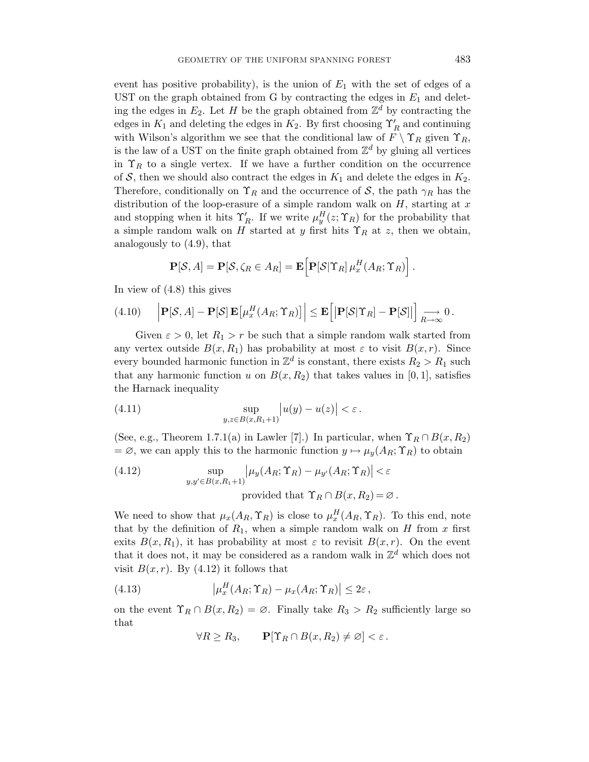event has positive probability), is the union of $E_1$ with the set of edges of a UST on the graph obtained from G by contracting the edges in $E_1$ and deleting the edges in $E_2$. Let $H$ be the graph obtained from $\mathbb{Z}^d$ by contracting the edges in $K_1$ and deleting the edges in $K_2$. By first choosing $\Upsilon'_R$ and continuing with Wilson's algorithm we see that the conditional law of $F \setminus \Upsilon_R$ given $\Upsilon_R$, is the law of a UST on the finite graph obtained from $\mathbb{Z}^d$ by gluing all vertices in $\Upsilon_R$ to a single vertex. If we have a further condition on the occurrence of $\mathcal{S}$, then we should also contract the edges in $K_1$ and delete the edges in $K_2$. Therefore, conditionally on $\Upsilon_R$ and the occurrence of $\mathcal{S}$, the path $\gamma_R$ has the distribution of the loop-erasure of a simple random walk on $H$, starting at $x$ and stopping when it hits $\Upsilon'_R$. If we write $\mu^H_y(z;\Upsilon_R)$ for the probability that a simple random walk on $H$ started at $y$ first hits $\Upsilon_R$ at $z$, then we obtain, analogously to (4.9), that

$$\mathbf{P}[\mathcal{S}, A] = \mathbf{P}[\mathcal{S}, \zeta_R \in A_R] = \mathbf{E}\Big[\mathbf{P}[\mathcal{S}|\Upsilon_R]\, \mu^H_x(A_R;\Upsilon_R)\Big]\,.$$

In view of (4.8) this gives

$$\Big|\mathbf{P}[\mathcal{S}, A] - \mathbf{P}[\mathcal{S}]\,\mathbf{E}\big[\mu^H_x(A_R;\Upsilon_R)\big]\Big| \le \mathbf{E}\Big[\big|\mathbf{P}[\mathcal{S}|\Upsilon_R] - \mathbf{P}[\mathcal{S}]\big|\Big] \underset{R\to\infty}{\longrightarrow} 0\,. \tag{4.10}$$

Given $\varepsilon > 0$, let $R_1 > r$ be such that a simple random walk started from any vertex outside $B(x, R_1)$ has probability at most $\varepsilon$ to visit $B(x, r)$. Since every bounded harmonic function in $\mathbb{Z}^d$ is constant, there exists $R_2 > R_1$ such that any harmonic function $u$ on $B(x, R_2)$ that takes values in $[0, 1]$, satisfies the Harnack inequality

$$\sup_{y,z\in B(x,R_1+1)} \big|u(y) - u(z)\big| < \varepsilon\,. \tag{4.11}$$

(See, e.g., Theorem 1.7.1(a) in Lawler [7].) In particular, when $\Upsilon_R \cap B(x, R_2) = \varnothing$, we can apply this to the harmonic function $y \mapsto \mu_y(A_R;\Upsilon_R)$ to obtain

$$\sup_{y,y'\in B(x,R_1+1)} \big|\mu_y(A_R;\Upsilon_R) - \mu_{y'}(A_R;\Upsilon_R)\big| < \varepsilon \quad \text{provided that } \Upsilon_R \cap B(x, R_2) = \varnothing\,. \tag{4.12}$$

We need to show that $\mu_x(A_R,\Upsilon_R)$ is close to $\mu^H_x(A_R,\Upsilon_R)$. To this end, note that by the definition of $R_1$, when a simple random walk on $H$ from $x$ first exits $B(x, R_1)$, it has probability at most $\varepsilon$ to revisit $B(x, r)$. On the event that it does not, it may be considered as a random walk in $\mathbb{Z}^d$ which does not visit $B(x, r)$. By (4.12) it follows that

$$\big|\mu^H_x(A_R;\Upsilon_R) - \mu_x(A_R;\Upsilon_R)\big| \le 2\varepsilon\,, \tag{4.13}$$

on the event $\Upsilon_R \cap B(x, R_2) = \varnothing$. Finally take $R_3 > R_2$ sufficiently large so that

$$\forall R \ge R_3, \qquad \mathbf{P}[\Upsilon_R \cap B(x, R_2) \ne \varnothing] < \varepsilon\,.$$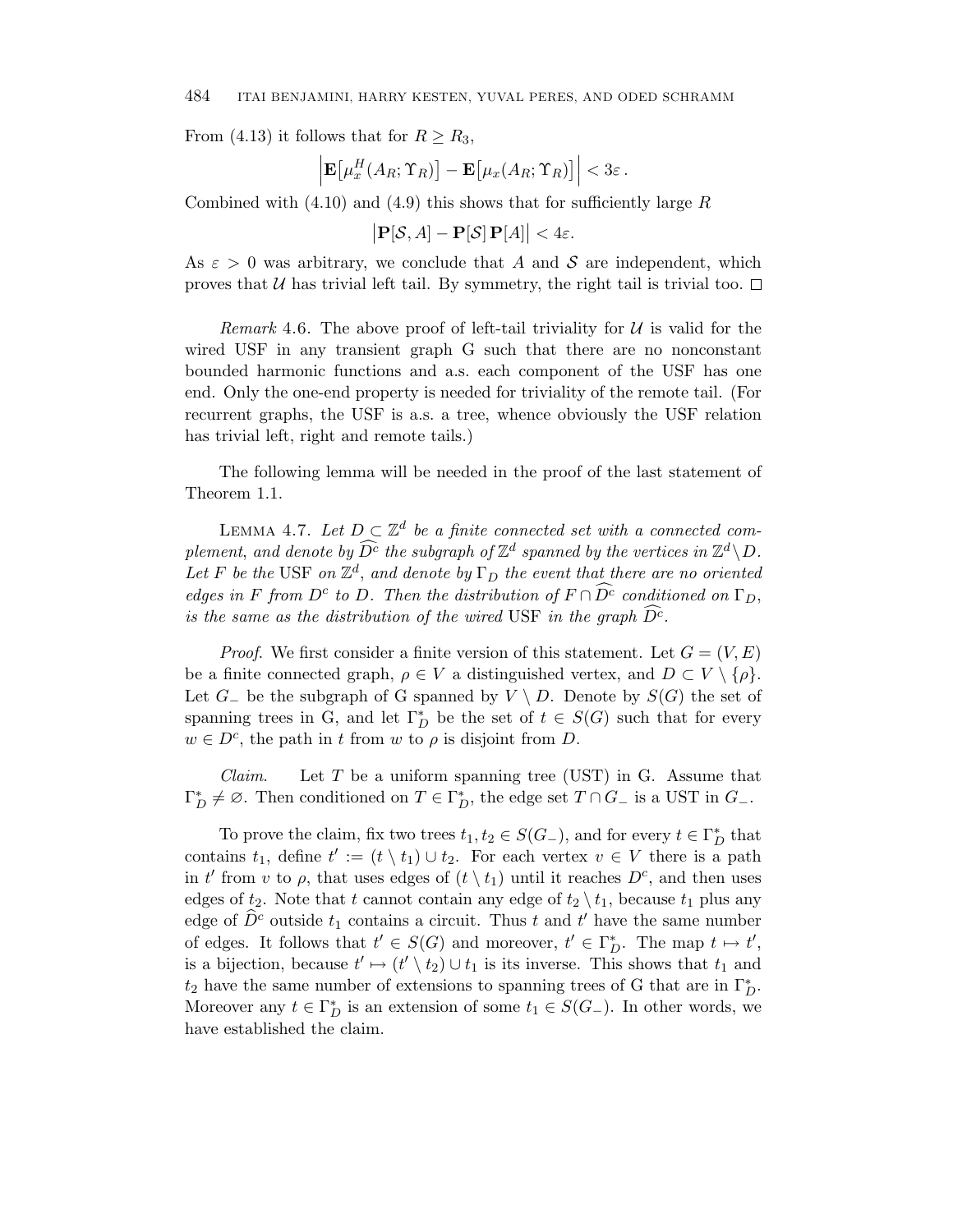From (4.13) it follows that for $R \geq R_3$,

$$\left| \mathbf{E}\big[\mu_x^H(A_R; \Upsilon_R)\big] - \mathbf{E}\big[\mu_x(A_R; \Upsilon_R)\big] \right| < 3\varepsilon\,.$$

Combined with (4.10) and (4.9) this shows that for sufficiently large $R$

$$\big|\mathbf{P}[\mathcal{S}, A] - \mathbf{P}[\mathcal{S}]\,\mathbf{P}[A]\big| < 4\varepsilon.$$

As $\varepsilon > 0$ was arbitrary, we conclude that $A$ and $\mathcal{S}$ are independent, which proves that $\mathcal{U}$ has trivial left tail. By symmetry, the right tail is trivial too. $\square$

*Remark* 4.6. The above proof of left-tail triviality for $\mathcal{U}$ is valid for the wired USF in any transient graph G such that there are no nonconstant bounded harmonic functions and a.s. each component of the USF has one end. Only the one-end property is needed for triviality of the remote tail. (For recurrent graphs, the USF is a.s. a tree, whence obviously the USF relation has trivial left, right and remote tails.)

The following lemma will be needed in the proof of the last statement of Theorem 1.1.

LEMMA 4.7. *Let $D \subset \mathbb{Z}^d$ be a finite connected set with a connected complement, and denote by $\widehat{D^c}$ the subgraph of $\mathbb{Z}^d$ spanned by the vertices in $\mathbb{Z}^d \setminus D$. Let $F$ be the* USF *on $\mathbb{Z}^d$, and denote by $\Gamma_D$ the event that there are no oriented edges in $F$ from $D^c$ to $D$. Then the distribution of $F \cap \widehat{D^c}$ conditioned on $\Gamma_D$, is the same as the distribution of the wired* USF *in the graph $\widehat{D^c}$.*

*Proof.* We first consider a finite version of this statement. Let $G = (V, E)$ be a finite connected graph, $\rho \in V$ a distinguished vertex, and $D \subset V \setminus \{\rho\}$. Let $G_-$ be the subgraph of G spanned by $V \setminus D$. Denote by $S(G)$ the set of spanning trees in G, and let $\Gamma_D^*$ be the set of $t \in S(G)$ such that for every $w \in D^c$, the path in $t$ from $w$ to $\rho$ is disjoint from $D$.

*Claim.* Let $T$ be a uniform spanning tree (UST) in G. Assume that $\Gamma_D^* \neq \varnothing$. Then conditioned on $T \in \Gamma_D^*$, the edge set $T \cap G_-$ is a UST in $G_-$.

To prove the claim, fix two trees $t_1, t_2 \in S(G_-)$, and for every $t \in \Gamma_D^*$ that contains $t_1$, define $t' := (t \setminus t_1) \cup t_2$. For each vertex $v \in V$ there is a path in $t'$ from $v$ to $\rho$, that uses edges of $(t \setminus t_1)$ until it reaches $D^c$, and then uses edges of $t_2$. Note that $t$ cannot contain any edge of $t_2 \setminus t_1$, because $t_1$ plus any edge of $\widehat{D}^c$ outside $t_1$ contains a circuit. Thus $t$ and $t'$ have the same number of edges. It follows that $t' \in S(G)$ and moreover, $t' \in \Gamma_D^*$. The map $t \mapsto t'$, is a bijection, because $t' \mapsto (t' \setminus t_2) \cup t_1$ is its inverse. This shows that $t_1$ and $t_2$ have the same number of extensions to spanning trees of G that are in $\Gamma_D^*$. Moreover any $t \in \Gamma_D^*$ is an extension of some $t_1 \in S(G_-)$. In other words, we have established the claim.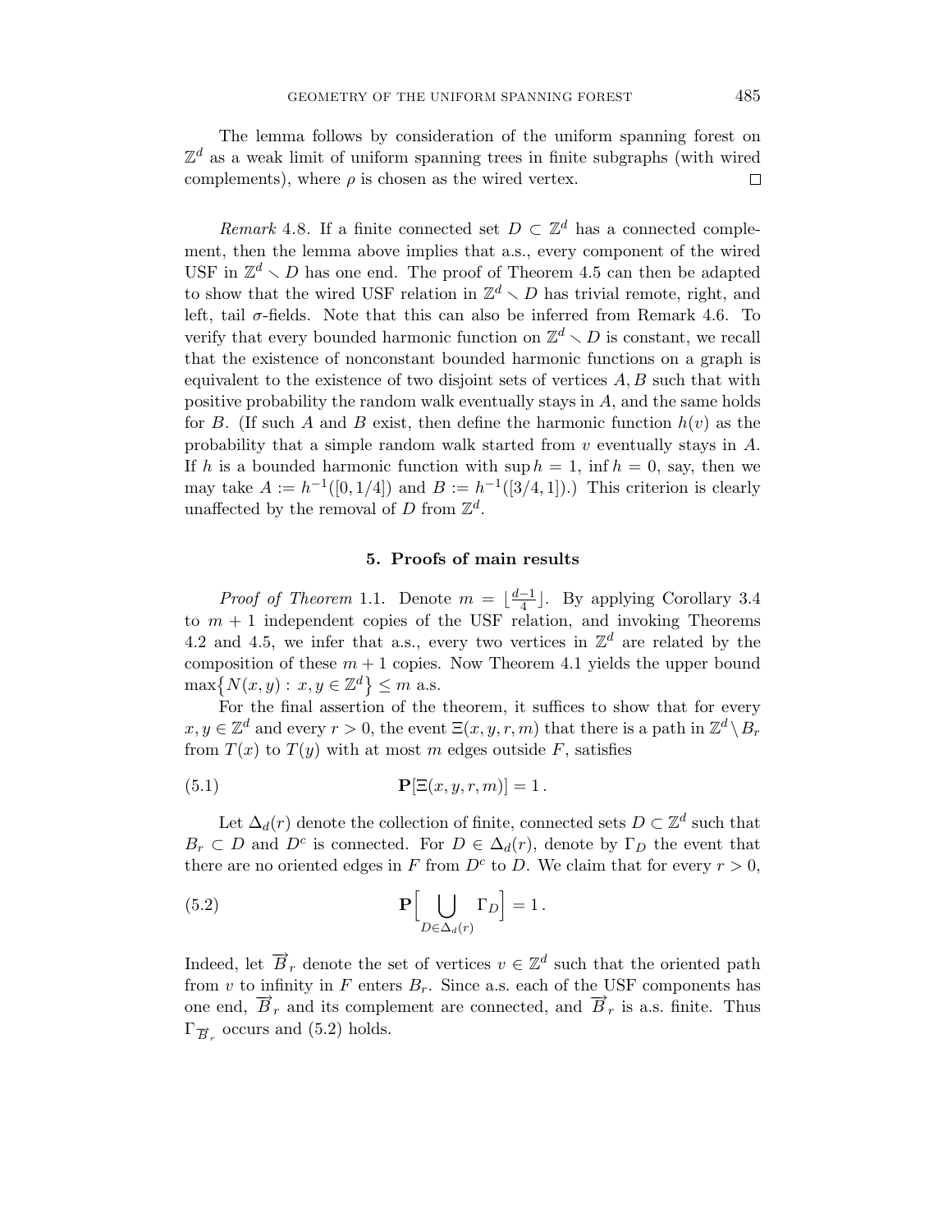The lemma follows by consideration of the uniform spanning forest on $\mathbb{Z}^d$ as a weak limit of uniform spanning trees in finite subgraphs (with wired complements), where $\rho$ is chosen as the wired vertex. $\square$

*Remark* 4.8. If a finite connected set $D \subset \mathbb{Z}^d$ has a connected complement, then the lemma above implies that a.s., every component of the wired USF in $\mathbb{Z}^d \setminus D$ has one end. The proof of Theorem 4.5 can then be adapted to show that the wired USF relation in $\mathbb{Z}^d \setminus D$ has trivial remote, right, and left, tail $\sigma$-fields. Note that this can also be inferred from Remark 4.6. To verify that every bounded harmonic function on $\mathbb{Z}^d \setminus D$ is constant, we recall that the existence of nonconstant bounded harmonic functions on a graph is equivalent to the existence of two disjoint sets of vertices $A, B$ such that with positive probability the random walk eventually stays in $A$, and the same holds for $B$. (If such $A$ and $B$ exist, then define the harmonic function $h(v)$ as the probability that a simple random walk started from $v$ eventually stays in $A$. If $h$ is a bounded harmonic function with $\sup h = 1$, $\inf h = 0$, say, then we may take $A := h^{-1}([0, 1/4])$ and $B := h^{-1}([3/4, 1])$.) This criterion is clearly unaffected by the removal of $D$ from $\mathbb{Z}^d$.

## 5. Proofs of main results

*Proof of Theorem* 1.1. Denote $m = \lfloor \frac{d-1}{4} \rfloor$. By applying Corollary 3.4 to $m+1$ independent copies of the USF relation, and invoking Theorems 4.2 and 4.5, we infer that a.s., every two vertices in $\mathbb{Z}^d$ are related by the composition of these $m+1$ copies. Now Theorem 4.1 yields the upper bound $\max\{N(x,y) : x, y \in \mathbb{Z}^d\} \le m$ a.s.

For the final assertion of the theorem, it suffices to show that for every $x, y \in \mathbb{Z}^d$ and every $r > 0$, the event $\Xi(x, y, r, m)$ that there is a path in $\mathbb{Z}^d \setminus B_r$ from $T(x)$ to $T(y)$ with at most $m$ edges outside $F$, satisfies

$$\mathbf{P}[\Xi(x, y, r, m)] = 1\,. \tag{5.1}$$

Let $\Delta_d(r)$ denote the collection of finite, connected sets $D \subset \mathbb{Z}^d$ such that $B_r \subset D$ and $D^c$ is connected. For $D \in \Delta_d(r)$, denote by $\Gamma_D$ the event that there are no oriented edges in $F$ from $D^c$ to $D$. We claim that for every $r > 0$,

$$\mathbf{P}\Big[\bigcup_{D \in \Delta_d(r)} \Gamma_D\Big] = 1\,. \tag{5.2}$$

Indeed, let $\overrightarrow{B}_r$ denote the set of vertices $v \in \mathbb{Z}^d$ such that the oriented path from $v$ to infinity in $F$ enters $B_r$. Since a.s. each of the USF components has one end, $\overrightarrow{B}_r$ and its complement are connected, and $\overrightarrow{B}_r$ is a.s. finite. Thus $\Gamma_{\overrightarrow{B}_r}$ occurs and (5.2) holds.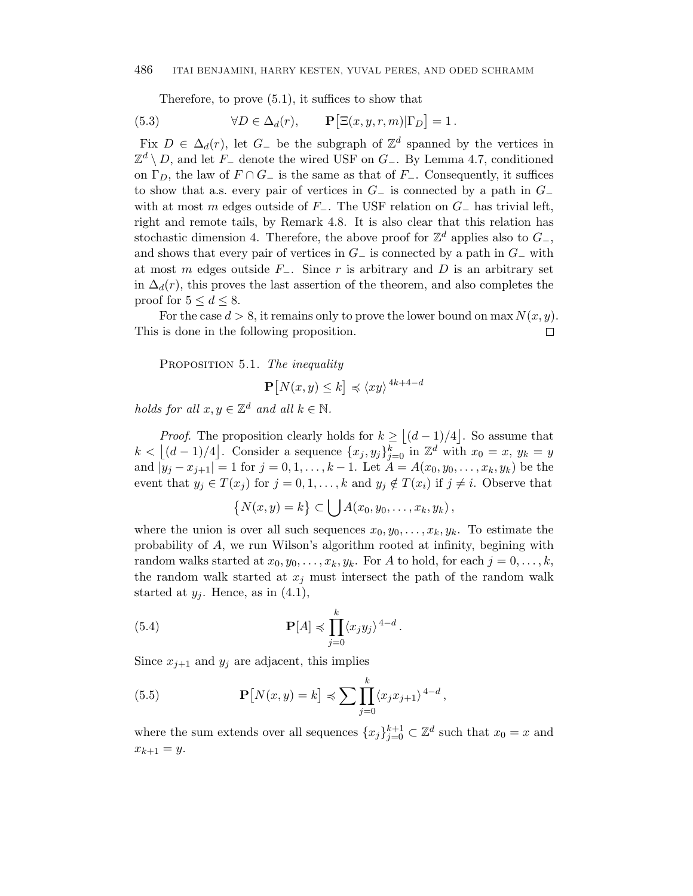Therefore, to prove (5.1), it suffices to show that

$$\forall D \in \Delta_d(r), \qquad \mathbf{P}\big[\Xi(x,y,r,m) | \Gamma_D\big] = 1\,. \tag{5.3}$$

Fix $D \in \Delta_d(r)$, let $G_-$ be the subgraph of $\mathbb{Z}^d$ spanned by the vertices in $\mathbb{Z}^d \setminus D$, and let $F_-$ denote the wired USF on $G_-$. By Lemma 4.7, conditioned on $\Gamma_D$, the law of $F \cap G_-$ is the same as that of $F_-$. Consequently, it suffices to show that a.s. every pair of vertices in $G_-$ is connected by a path in $G_-$ with at most $m$ edges outside of $F_-$. The USF relation on $G_-$ has trivial left, right and remote tails, by Remark 4.8. It is also clear that this relation has stochastic dimension 4. Therefore, the above proof for $\mathbb{Z}^d$ applies also to $G_-$, and shows that every pair of vertices in $G_-$ is connected by a path in $G_-$ with at most $m$ edges outside $F_-$. Since $r$ is arbitrary and $D$ is an arbitrary set in $\Delta_d(r)$, this proves the last assertion of the theorem, and also completes the proof for $5 \le d \le 8$.

For the case $d > 8$, it remains only to prove the lower bound on $\max N(x,y)$. This is done in the following proposition. $\square$

Proposition 5.1. *The inequality*

$$\mathbf{P}\big[N(x,y) \le k\big] \preccurlyeq \langle xy \rangle^{\,4k+4-d}$$

*holds for all $x, y \in \mathbb{Z}^d$ and all $k \in \mathbb{N}$.*

*Proof.* The proposition clearly holds for $k \ge \lfloor (d-1)/4 \rfloor$. So assume that $k < \lfloor (d-1)/4 \rfloor$. Consider a sequence $\{x_j, y_j\}_{j=0}^k$ in $\mathbb{Z}^d$ with $x_0 = x$, $y_k = y$ and $|y_j - x_{j+1}| = 1$ for $j = 0, 1, \ldots, k-1$. Let $A = A(x_0, y_0, \ldots, x_k, y_k)$ be the event that $y_j \in T(x_j)$ for $j = 0, 1, \ldots, k$ and $y_j \notin T(x_i)$ if $j \ne i$. Observe that

$$\big\{N(x,y) = k\big\} \subset \bigcup A(x_0, y_0, \ldots, x_k, y_k)\,,$$

where the union is over all such sequences $x_0, y_0, \ldots, x_k, y_k$. To estimate the probability of $A$, we run Wilson's algorithm rooted at infinity, begining with random walks started at $x_0, y_0, \ldots, x_k, y_k$. For $A$ to hold, for each $j = 0, \ldots, k$, the random walk started at $x_j$ must intersect the path of the random walk started at $y_j$. Hence, as in (4.1),

$$\mathbf{P}[A] \preccurlyeq \prod_{j=0}^{k} \langle x_j y_j \rangle^{\,4-d}\,. \tag{5.4}$$

Since $x_{j+1}$ and $y_j$ are adjacent, this implies

$$\mathbf{P}\big[N(x,y) = k\big] \preccurlyeq \sum \prod_{j=0}^{k} \langle x_j x_{j+1} \rangle^{\,4-d}\,, \tag{5.5}$$

where the sum extends over all sequences $\{x_j\}_{j=0}^{k+1} \subset \mathbb{Z}^d$ such that $x_0 = x$ and $x_{k+1} = y$.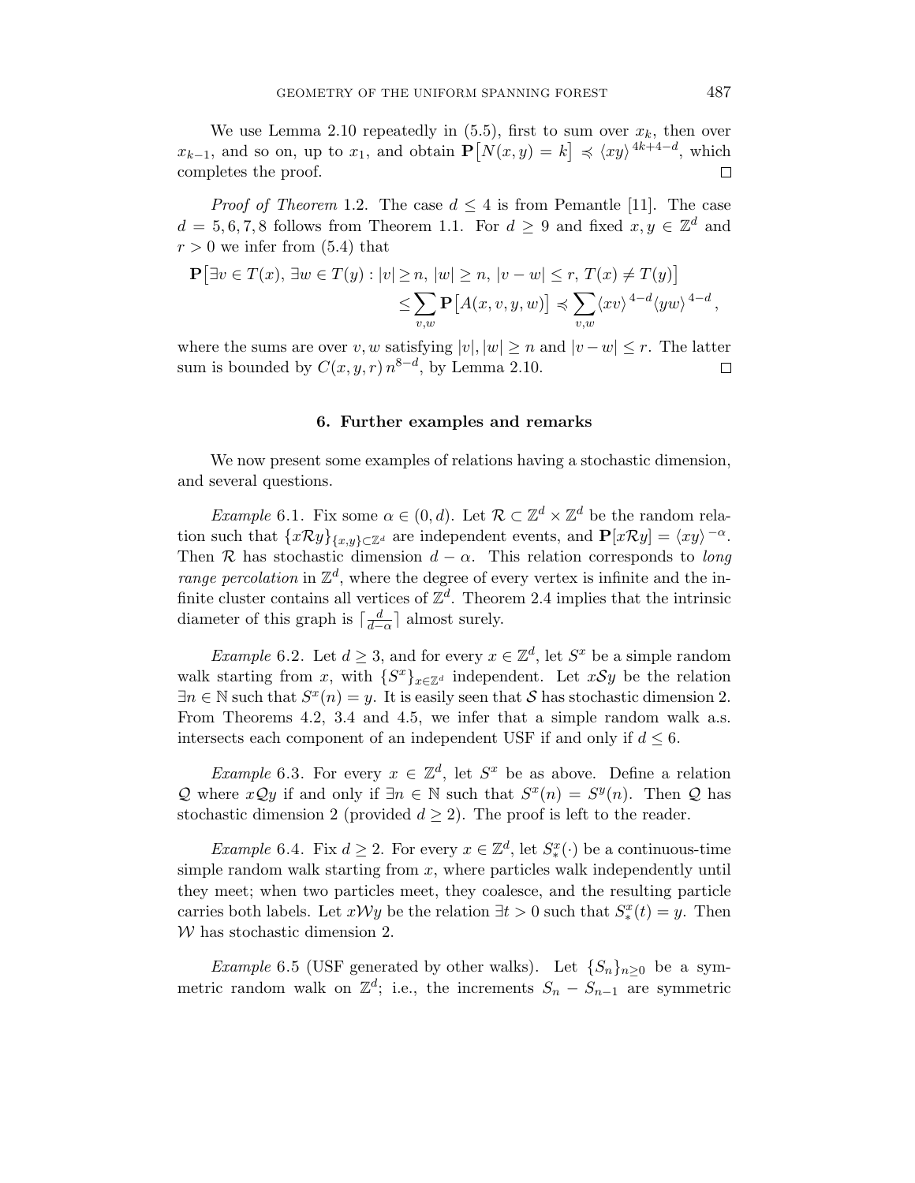We use Lemma 2.10 repeatedly in (5.5), first to sum over $x_k$, then over $x_{k-1}$, and so on, up to $x_1$, and obtain $\mathbf{P}\big[N(x,y)=k\big] \preccurlyeq \langle xy \rangle^{4k+4-d}$, which completes the proof. $\square$

*Proof of Theorem* 1.2. The case $d \le 4$ is from Pemantle [11]. The case $d = 5, 6, 7, 8$ follows from Theorem 1.1. For $d \ge 9$ and fixed $x, y \in \mathbb{Z}^d$ and $r > 0$ we infer from (5.4) that

$$\mathbf{P}\big[\exists v \in T(x),\, \exists w \in T(y) : |v| \ge n,\, |w| \ge n,\, |v-w| \le r,\, T(x) \ne T(y)\big] \le \sum_{v,w} \mathbf{P}\big[A(x,v,y,w)\big] \preccurlyeq \sum_{v,w} \langle xv \rangle^{4-d} \langle yw \rangle^{4-d},$$

where the sums are over $v, w$ satisfying $|v|, |w| \ge n$ and $|v-w| \le r$. The latter sum is bounded by $C(x,y,r)\, n^{8-d}$, by Lemma 2.10. $\square$

## 6. Further examples and remarks

We now present some examples of relations having a stochastic dimension, and several questions.

*Example* 6.1. Fix some $\alpha \in (0,d)$. Let $\mathcal{R} \subset \mathbb{Z}^d \times \mathbb{Z}^d$ be the random relation such that $\{x\mathcal{R}y\}_{\{x,y\} \subset \mathbb{Z}^d}$ are independent events, and $\mathbf{P}[x\mathcal{R}y] = \langle xy \rangle^{-\alpha}$. Then $\mathcal{R}$ has stochastic dimension $d - \alpha$. This relation corresponds to *long range percolation* in $\mathbb{Z}^d$, where the degree of every vertex is infinite and the infinite cluster contains all vertices of $\mathbb{Z}^d$. Theorem 2.4 implies that the intrinsic diameter of this graph is $\lceil \frac{d}{d-\alpha} \rceil$ almost surely.

*Example* 6.2. Let $d \ge 3$, and for every $x \in \mathbb{Z}^d$, let $S^x$ be a simple random walk starting from $x$, with $\{S^x\}_{x \in \mathbb{Z}^d}$ independent. Let $x\mathcal{S}y$ be the relation $\exists n \in \mathbb{N}$ such that $S^x(n) = y$. It is easily seen that $\mathcal{S}$ has stochastic dimension 2. From Theorems 4.2, 3.4 and 4.5, we infer that a simple random walk a.s. intersects each component of an independent USF if and only if $d \le 6$.

*Example* 6.3. For every $x \in \mathbb{Z}^d$, let $S^x$ be as above. Define a relation $\mathcal{Q}$ where $x\mathcal{Q}y$ if and only if $\exists n \in \mathbb{N}$ such that $S^x(n) = S^y(n)$. Then $\mathcal{Q}$ has stochastic dimension 2 (provided $d \ge 2$). The proof is left to the reader.

*Example* 6.4. Fix $d \ge 2$. For every $x \in \mathbb{Z}^d$, let $S^x_*(\cdot)$ be a continuous-time simple random walk starting from $x$, where particles walk independently until they meet; when two particles meet, they coalesce, and the resulting particle carries both labels. Let $x\mathcal{W}y$ be the relation $\exists t > 0$ such that $S^x_*(t) = y$. Then $\mathcal{W}$ has stochastic dimension 2.

*Example* 6.5 (USF generated by other walks). Let $\{S_n\}_{n \ge 0}$ be a symmetric random walk on $\mathbb{Z}^d$; i.e., the increments $S_n - S_{n-1}$ are symmetric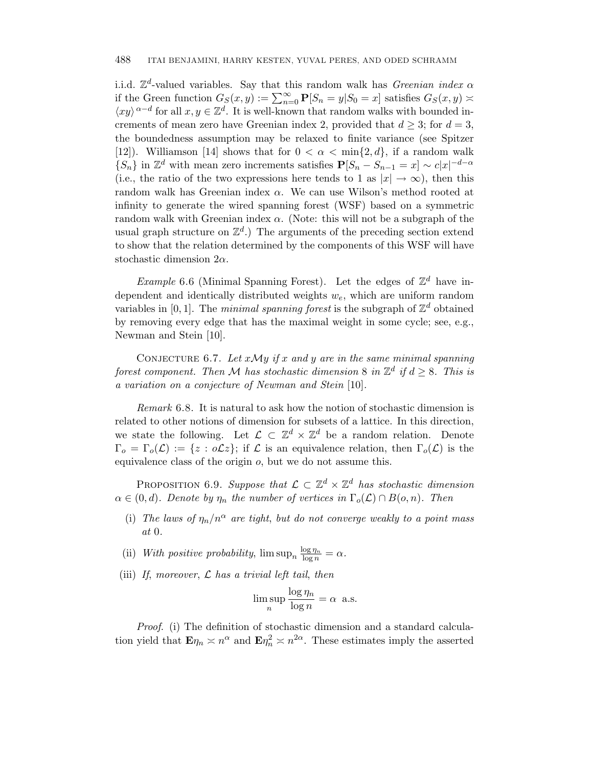i.i.d. $\mathbb{Z}^d$-valued variables. Say that this random walk has *Greenian index* $\alpha$ if the Green function $G_S(x,y) := \sum_{n=0}^{\infty} \mathbf{P}[S_n = y | S_0 = x]$ satisfies $G_S(x,y) \asymp \langle xy \rangle^{\alpha - d}$ for all $x, y \in \mathbb{Z}^d$. It is well-known that random walks with bounded increments of mean zero have Greenian index 2, provided that $d \geq 3$; for $d = 3$, the boundedness assumption may be relaxed to finite variance (see Spitzer [12]). Williamson [14] shows that for $0 < \alpha < \min\{2, d\}$, if a random walk $\{S_n\}$ in $\mathbb{Z}^d$ with mean zero increments satisfies $\mathbf{P}[S_n - S_{n-1} = x] \sim c|x|^{-d-\alpha}$ (i.e., the ratio of the two expressions here tends to 1 as $|x| \to \infty$), then this random walk has Greenian index $\alpha$. We can use Wilson's method rooted at infinity to generate the wired spanning forest (WSF) based on a symmetric random walk with Greenian index $\alpha$. (Note: this will not be a subgraph of the usual graph structure on $\mathbb{Z}^d$.) The arguments of the preceding section extend to show that the relation determined by the components of this WSF will have stochastic dimension $2\alpha$.

*Example* 6.6 (Minimal Spanning Forest). Let the edges of $\mathbb{Z}^d$ have independent and identically distributed weights $w_e$, which are uniform random variables in $[0,1]$. The *minimal spanning forest* is the subgraph of $\mathbb{Z}^d$ obtained by removing every edge that has the maximal weight in some cycle; see, e.g., Newman and Stein [10].

Conjecture 6.7. *Let $x\mathcal{M}y$ if $x$ and $y$ are in the same minimal spanning forest component. Then $\mathcal{M}$ has stochastic dimension 8 in $\mathbb{Z}^d$ if $d \geq 8$. This is a variation on a conjecture of Newman and Stein* [10].

*Remark* 6.8. It is natural to ask how the notion of stochastic dimension is related to other notions of dimension for subsets of a lattice. In this direction, we state the following. Let $\mathcal{L} \subset \mathbb{Z}^d \times \mathbb{Z}^d$ be a random relation. Denote $\Gamma_o = \Gamma_o(\mathcal{L}) := \{z : o\mathcal{L}z\}$; if $\mathcal{L}$ is an equivalence relation, then $\Gamma_o(\mathcal{L})$ is the equivalence class of the origin $o$, but we do not assume this.

Proposition 6.9. *Suppose that $\mathcal{L} \subset \mathbb{Z}^d \times \mathbb{Z}^d$ has stochastic dimension $\alpha \in (0,d)$. Denote by $\eta_n$ the number of vertices in $\Gamma_o(\mathcal{L}) \cap B(o,n)$. Then*

(i) *The laws of $\eta_n/n^\alpha$ are tight, but do not converge weakly to a point mass at* 0.

(ii) *With positive probability,* $\limsup_n \frac{\log \eta_n}{\log n} = \alpha$.

(iii) *If, moreover, $\mathcal{L}$ has a trivial left tail, then*

$$\limsup_n \frac{\log \eta_n}{\log n} = \alpha \ \text{ a.s.}$$

*Proof.* (i) The definition of stochastic dimension and a standard calculation yield that $\mathbf{E}\eta_n \asymp n^\alpha$ and $\mathbf{E}\eta_n^2 \asymp n^{2\alpha}$. These estimates imply the asserted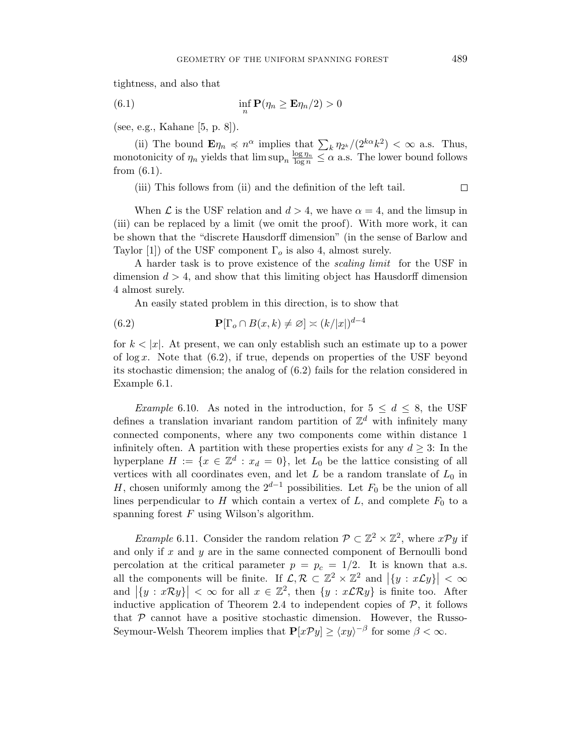tightness, and also that

$$\inf_n \mathbf{P}(\eta_n \geq \mathbf{E}\eta_n/2) > 0 \tag{6.1}$$

(see, e.g., Kahane [5, p. 8]).

(ii) The bound $\mathbf{E}\eta_n \preccurlyeq n^\alpha$ implies that $\sum_k \eta_{2^k}/(2^{k\alpha}k^2) < \infty$ a.s. Thus, monotonicity of $\eta_n$ yields that $\limsup_n \frac{\log \eta_n}{\log n} \leq \alpha$ a.s. The lower bound follows from (6.1).

(iii) This follows from (ii) and the definition of the left tail. $\square$

When $\mathcal{L}$ is the USF relation and $d > 4$, we have $\alpha = 4$, and the limsup in (iii) can be replaced by a limit (we omit the proof). With more work, it can be shown that the "discrete Hausdorff dimension" (in the sense of Barlow and Taylor [1]) of the USF component $\Gamma_o$ is also 4, almost surely.

A harder task is to prove existence of the *scaling limit* for the USF in dimension $d > 4$, and show that this limiting object has Hausdorff dimension 4 almost surely.

An easily stated problem in this direction, is to show that

$$\mathbf{P}[\Gamma_o \cap B(x,k) \neq \varnothing] \asymp (k/|x|)^{d-4} \tag{6.2}$$

for $k < |x|$. At present, we can only establish such an estimate up to a power of $\log x$. Note that (6.2), if true, depends on properties of the USF beyond its stochastic dimension; the analog of (6.2) fails for the relation considered in Example 6.1.

*Example* 6.10. As noted in the introduction, for $5 \leq d \leq 8$, the USF defines a translation invariant random partition of $\mathbb{Z}^d$ with infinitely many connected components, where any two components come within distance 1 infinitely often. A partition with these properties exists for any $d \geq 3$: In the hyperplane $H := \{x \in \mathbb{Z}^d : x_d = 0\}$, let $L_0$ be the lattice consisting of all vertices with all coordinates even, and let $L$ be a random translate of $L_0$ in $H$, chosen uniformly among the $2^{d-1}$ possibilities. Let $F_0$ be the union of all lines perpendicular to $H$ which contain a vertex of $L$, and complete $F_0$ to a spanning forest $F$ using Wilson's algorithm.

*Example* 6.11. Consider the random relation $\mathcal{P} \subset \mathbb{Z}^2 \times \mathbb{Z}^2$, where $x\mathcal{P}y$ if and only if $x$ and $y$ are in the same connected component of Bernoulli bond percolation at the critical parameter $p = p_c = 1/2$. It is known that a.s. all the components will be finite. If $\mathcal{L}, \mathcal{R} \subset \mathbb{Z}^2 \times \mathbb{Z}^2$ and $|\{y : x\mathcal{L}y\}| < \infty$ and $|\{y : x\mathcal{R}y\}| < \infty$ for all $x \in \mathbb{Z}^2$, then $\{y : x\mathcal{L}\mathcal{R}y\}$ is finite too. After inductive application of Theorem 2.4 to independent copies of $\mathcal{P}$, it follows that $\mathcal{P}$ cannot have a positive stochastic dimension. However, the Russo-Seymour-Welsh Theorem implies that $\mathbf{P}[x\mathcal{P}y] \geq \langle xy \rangle^{-\beta}$ for some $\beta < \infty$.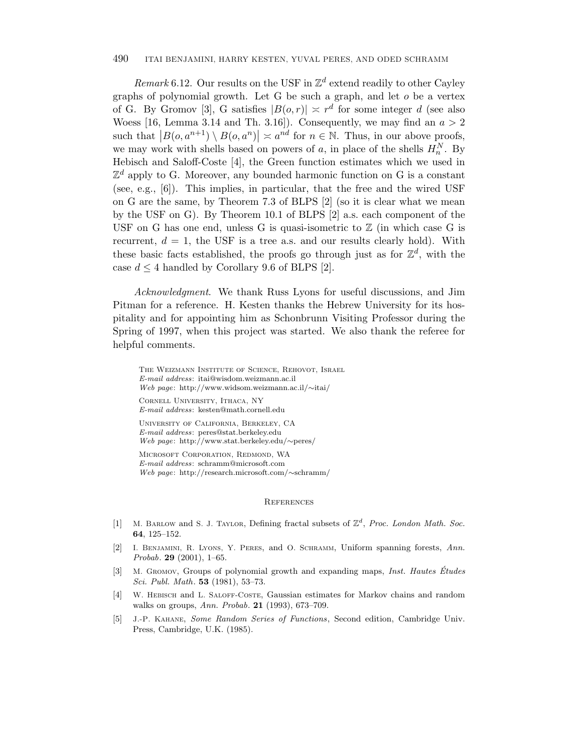*Remark* 6.12. Our results on the USF in $\mathbb{Z}^d$ extend readily to other Cayley graphs of polynomial growth. Let G be such a graph, and let $o$ be a vertex of G. By Gromov [3], G satisfies $|B(o, r)| \asymp r^d$ for some integer $d$ (see also Woess [16, Lemma 3.14 and Th. 3.16]). Consequently, we may find an $a > 2$ such that $\left|B(o, a^{n+1}) \setminus B(o, a^n)\right| \asymp a^{nd}$ for $n \in \mathbb{N}$. Thus, in our above proofs, we may work with shells based on powers of $a$, in place of the shells $H_n^N$. By Hebisch and Saloff-Coste [4], the Green function estimates which we used in $\mathbb{Z}^d$ apply to G. Moreover, any bounded harmonic function on G is a constant (see, e.g., [6]). This implies, in particular, that the free and the wired USF on G are the same, by Theorem 7.3 of BLPS [2] (so it is clear what we mean by the USF on G). By Theorem 10.1 of BLPS [2] a.s. each component of the USF on G has one end, unless G is quasi-isometric to $\mathbb{Z}$ (in which case G is recurrent, $d = 1$, the USF is a tree a.s. and our results clearly hold). With these basic facts established, the proofs go through just as for $\mathbb{Z}^d$, with the case $d \leq 4$ handled by Corollary 9.6 of BLPS [2].

*Acknowledgment*. We thank Russ Lyons for useful discussions, and Jim Pitman for a reference. H. Kesten thanks the Hebrew University for its hospitality and for appointing him as Schonbrunn Visiting Professor during the Spring of 1997, when this project was started. We also thank the referee for helpful comments.

The Weizmann Institute of Science, Rehovot, Israel
*E-mail address*: itai@wisdom.weizmann.ac.il
*Web page*: http://www.widsom.weizmann.ac.il/∼itai/

Cornell University, Ithaca, NY
*E-mail address*: kesten@math.cornell.edu

University of California, Berkeley, CA
*E-mail address*: peres@stat.berkeley.edu
*Web page*: http://www.stat.berkeley.edu/∼peres/

Microsoft Corporation, Redmond, WA
*E-mail address*: schramm@microsoft.com
*Web page*: http://research.microsoft.com/∼schramm/

## References

[1] M. Barlow and S. J. Taylor, Defining fractal subsets of $\mathbb{Z}^d$, *Proc. London Math. Soc.* **64**, 125–152.

[2] I. Benjamini, R. Lyons, Y. Peres, and O. Schramm, Uniform spanning forests, *Ann. Probab.* **29** (2001), 1–65.

[3] M. Gromov, Groups of polynomial growth and expanding maps, *Inst. Hautes Études Sci. Publ. Math.* **53** (1981), 53–73.

[4] W. Hebisch and L. Saloff-Coste, Gaussian estimates for Markov chains and random walks on groups, *Ann. Probab.* **21** (1993), 673–709.

[5] J.-P. Kahane, *Some Random Series of Functions*, Second edition, Cambridge Univ. Press, Cambridge, U.K. (1985).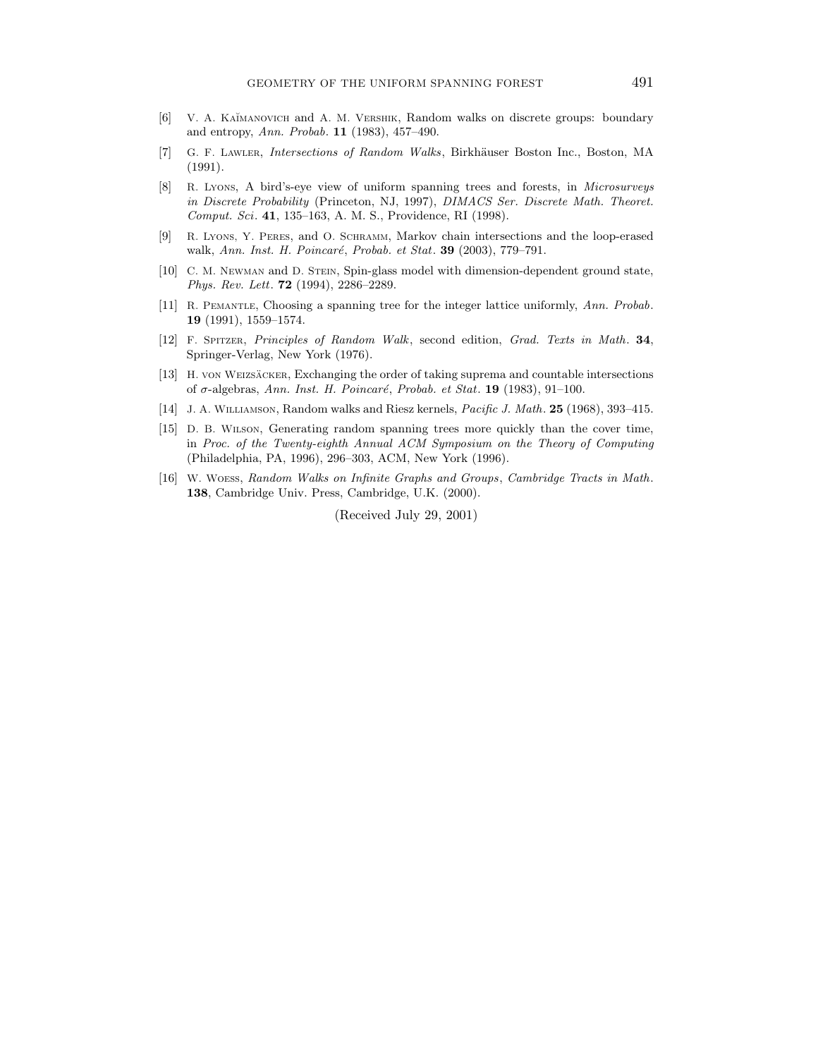[6] V. A. Kaĭmanovich and A. M. Vershik, Random walks on discrete groups: boundary and entropy, *Ann. Probab*. **11** (1983), 457–490.

[7] G. F. Lawler, *Intersections of Random Walks*, Birkhäuser Boston Inc., Boston, MA (1991).

[8] R. Lyons, A bird's-eye view of uniform spanning trees and forests, in *Microsurveys in Discrete Probability* (Princeton, NJ, 1997), *DIMACS Ser. Discrete Math. Theoret. Comput. Sci*. **41**, 135–163, A. M. S., Providence, RI (1998).

[9] R. Lyons, Y. Peres, and O. Schramm, Markov chain intersections and the loop-erased walk, *Ann. Inst. H. Poincaré, Probab. et Stat*. **39** (2003), 779–791.

[10] C. M. Newman and D. Stein, Spin-glass model with dimension-dependent ground state, *Phys. Rev. Lett*. **72** (1994), 2286–2289.

[11] R. Pemantle, Choosing a spanning tree for the integer lattice uniformly, *Ann. Probab*. **19** (1991), 1559–1574.

[12] F. Spitzer, *Principles of Random Walk*, second edition, *Grad. Texts in Math*. **34**, Springer-Verlag, New York (1976).

[13] H. von Weizsäcker, Exchanging the order of taking suprema and countable intersections of $\sigma$-algebras, *Ann. Inst. H. Poincaré, Probab. et Stat*. **19** (1983), 91–100.

[14] J. A. Williamson, Random walks and Riesz kernels, *Pacific J. Math*. **25** (1968), 393–415.

[15] D. B. Wilson, Generating random spanning trees more quickly than the cover time, in *Proc. of the Twenty-eighth Annual ACM Symposium on the Theory of Computing* (Philadelphia, PA, 1996), 296–303, ACM, New York (1996).

[16] W. Woess, *Random Walks on Infinite Graphs and Groups*, *Cambridge Tracts in Math*. **138**, Cambridge Univ. Press, Cambridge, U.K. (2000).

(Received July 29, 2001)